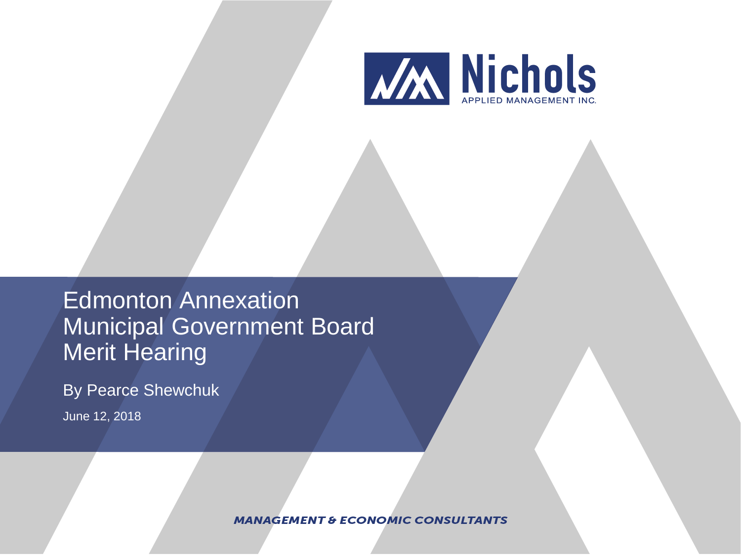Nichols
APPLIED MANAGEMENT INC.

# Edmonton Annexation Municipal Government Board Merit Hearing

By Pearce Shewchuk

June 12, 2018

***MANAGEMENT & ECONOMIC CONSULTANTS***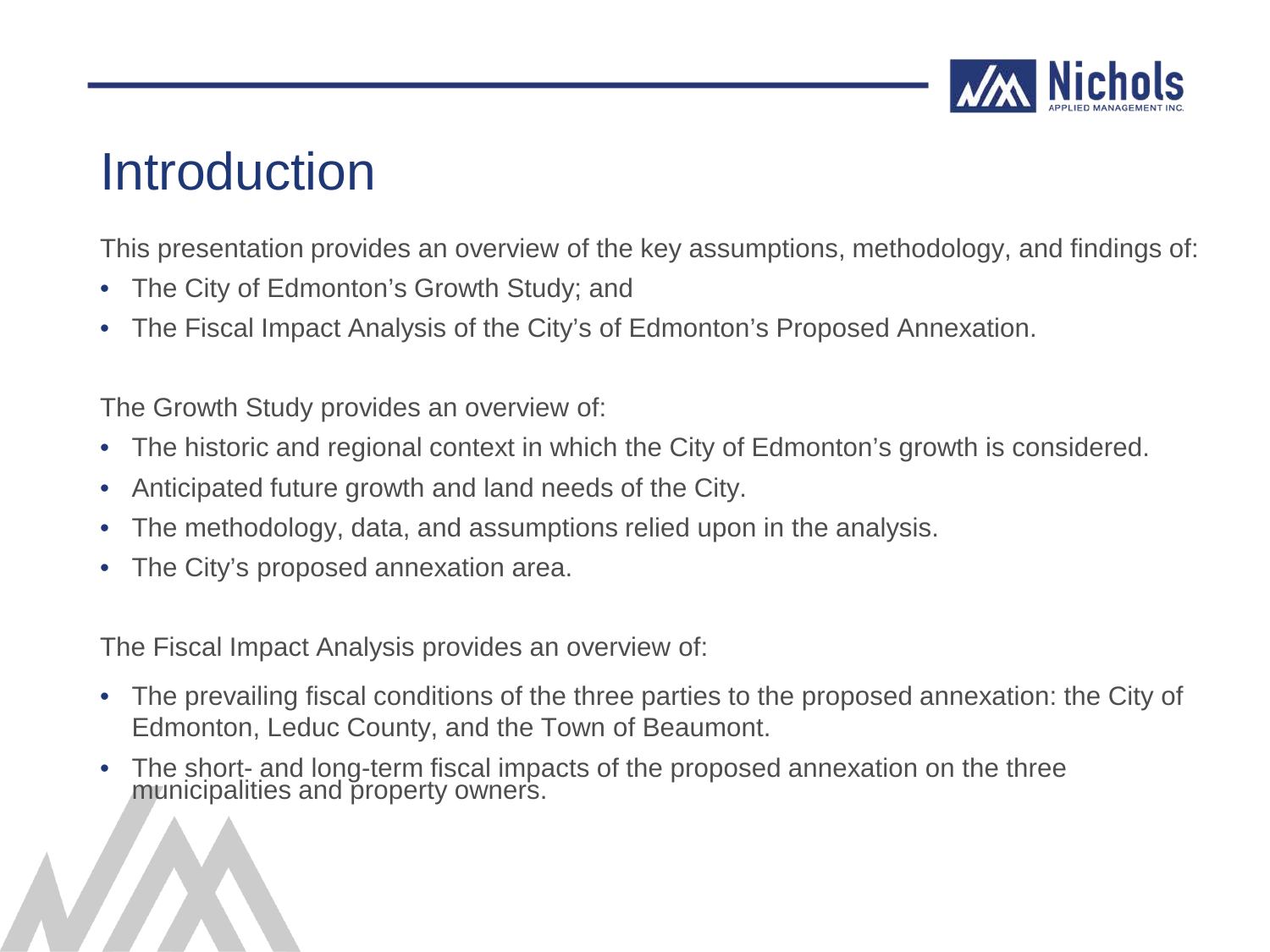# Introduction

This presentation provides an overview of the key assumptions, methodology, and findings of:

- The City of Edmonton's Growth Study; and
- The Fiscal Impact Analysis of the City's of Edmonton's Proposed Annexation.

The Growth Study provides an overview of:

- The historic and regional context in which the City of Edmonton's growth is considered.
- Anticipated future growth and land needs of the City.
- The methodology, data, and assumptions relied upon in the analysis.
- The City's proposed annexation area.

The Fiscal Impact Analysis provides an overview of:

- The prevailing fiscal conditions of the three parties to the proposed annexation: the City of Edmonton, Leduc County, and the Town of Beaumont.
- The short- and long-term fiscal impacts of the proposed annexation on the three municipalities and property owners.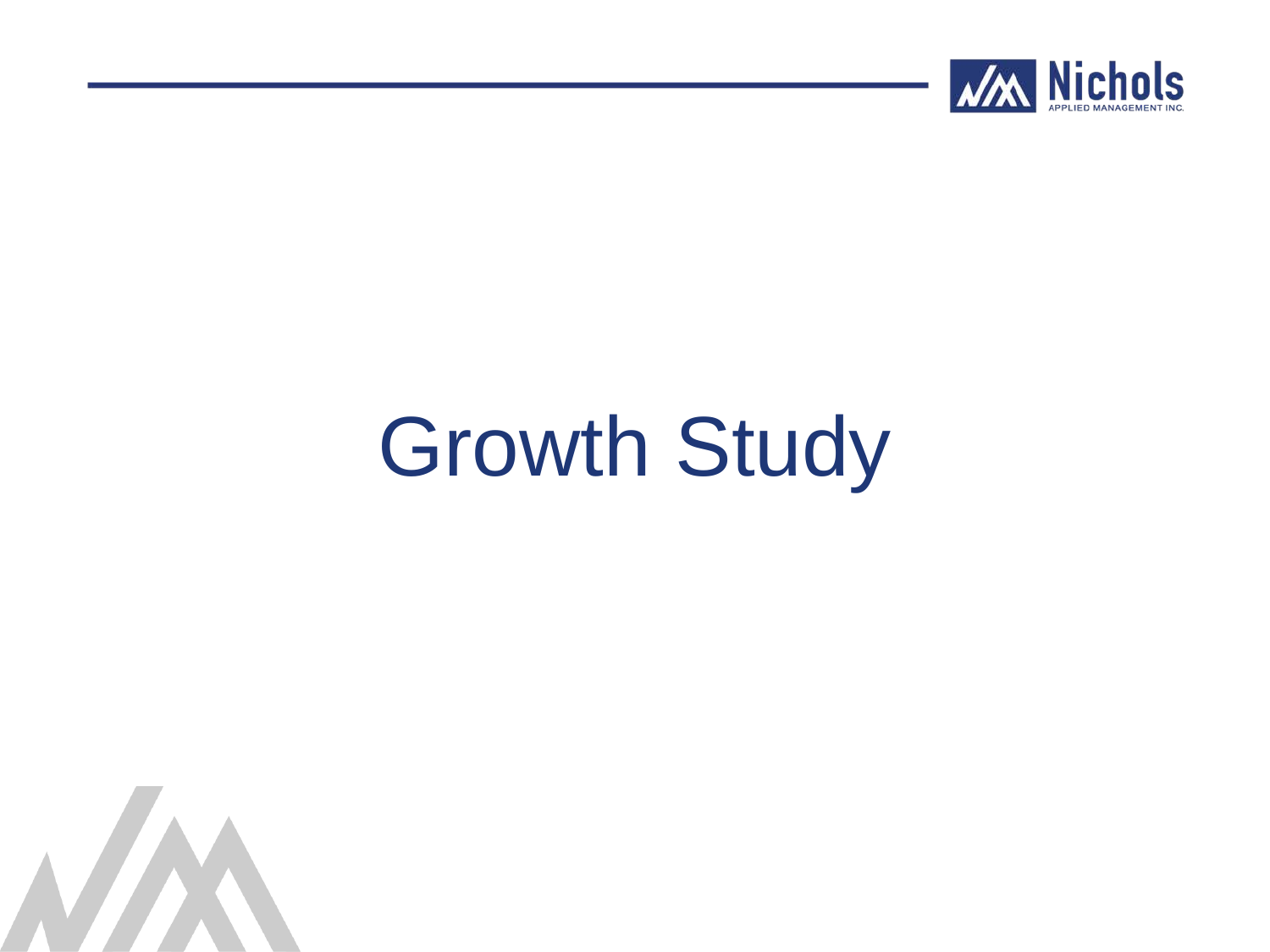# Growth Study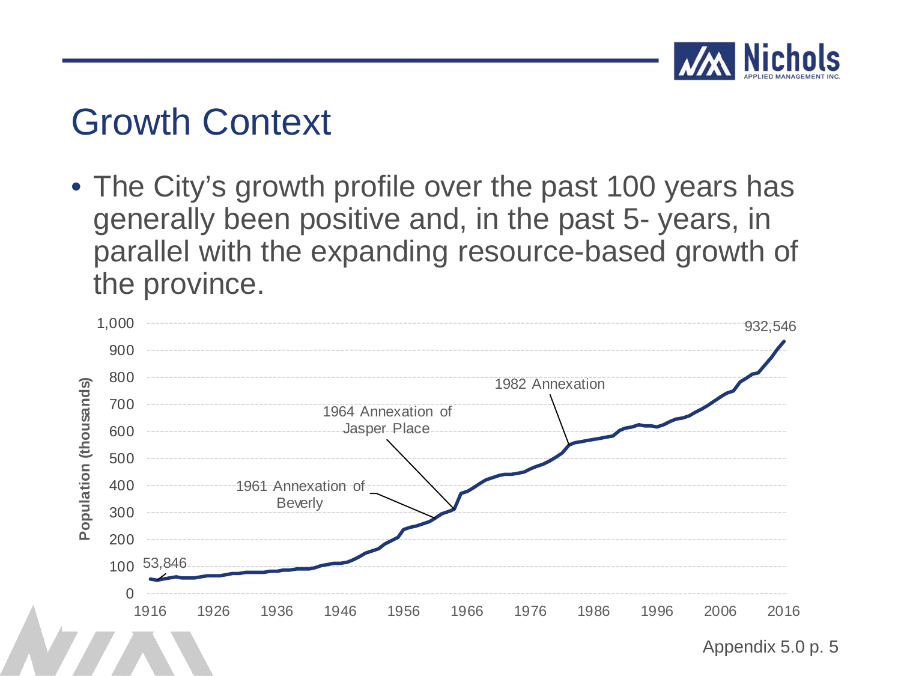# Growth Context

- The City's growth profile over the past 100 years has generally been positive and, in the past 5- years, in parallel with the expanding resource-based growth of the province.

Population (thousands)

1,000
900
800
700
600
500
400
300
200
100
0

1916 1926 1936 1946 1956 1966 1976 1986 1996 2006 2016

53,846

1961 Annexation of Beverly

1964 Annexation of Jasper Place

1982 Annexation

932,546

Appendix 5.0 p. 5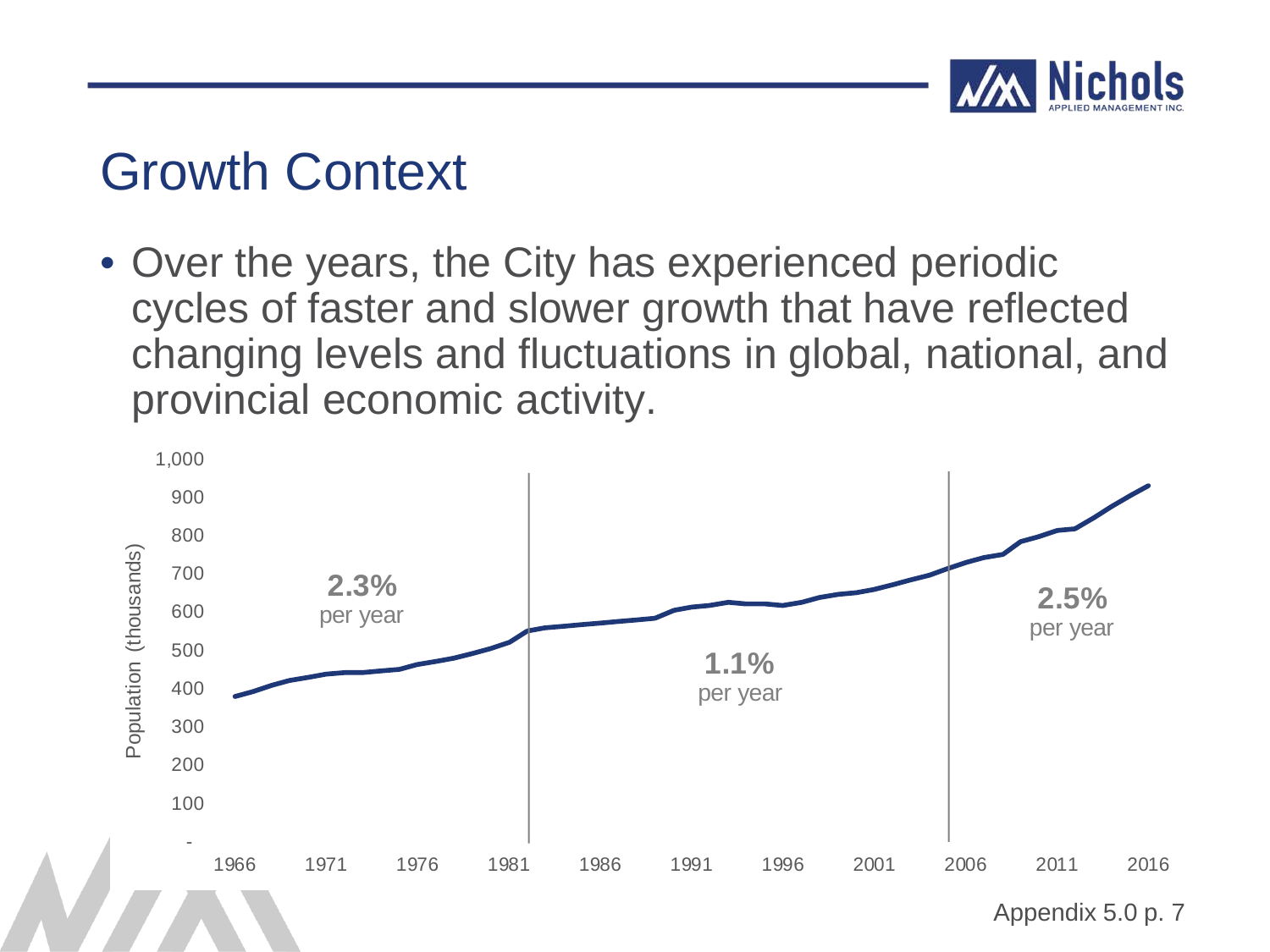# Growth Context

- Over the years, the City has experienced periodic cycles of faster and slower growth that have reflected changing levels and fluctuations in global, national, and provincial economic activity.

Population (thousands)

| Period | Growth |
| --- | --- |
| 1966–1981 | **2.3%** per year |
| 1981–2005 | **1.1%** per year |
| 2005–2016 | **2.5%** per year |

Appendix 5.0 p. 7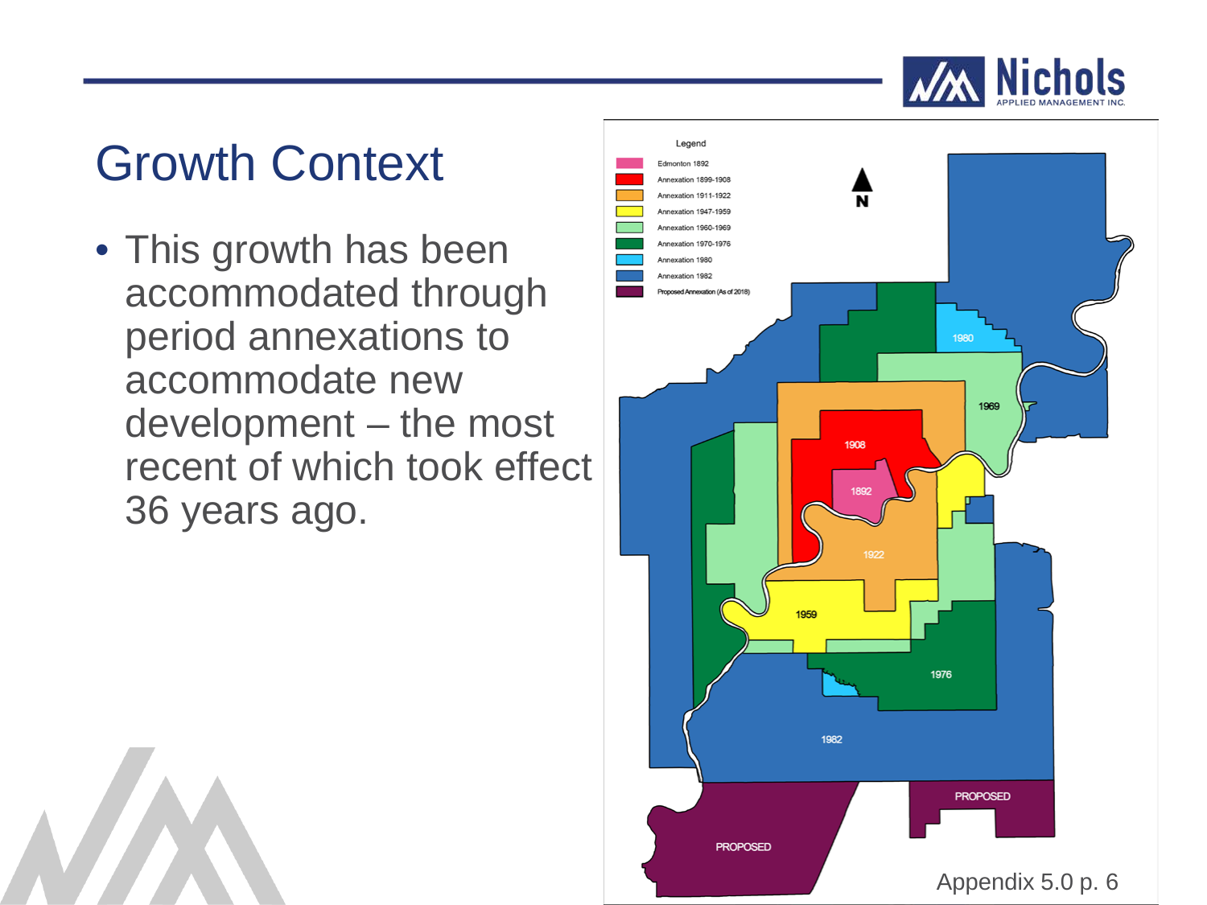# Growth Context

- This growth has been accommodated through period annexations to accommodate new development – the most recent of which took effect 36 years ago.

Legend

- Edmonton 1892
- Annexation 1899-1908
- Annexation 1911-1922
- Annexation 1947-1959
- Annexation 1960-1969
- Annexation 1970-1976
- Annexation 1980
- Annexation 1982
- Proposed Annexation (As of 2018)

Appendix 5.0 p. 6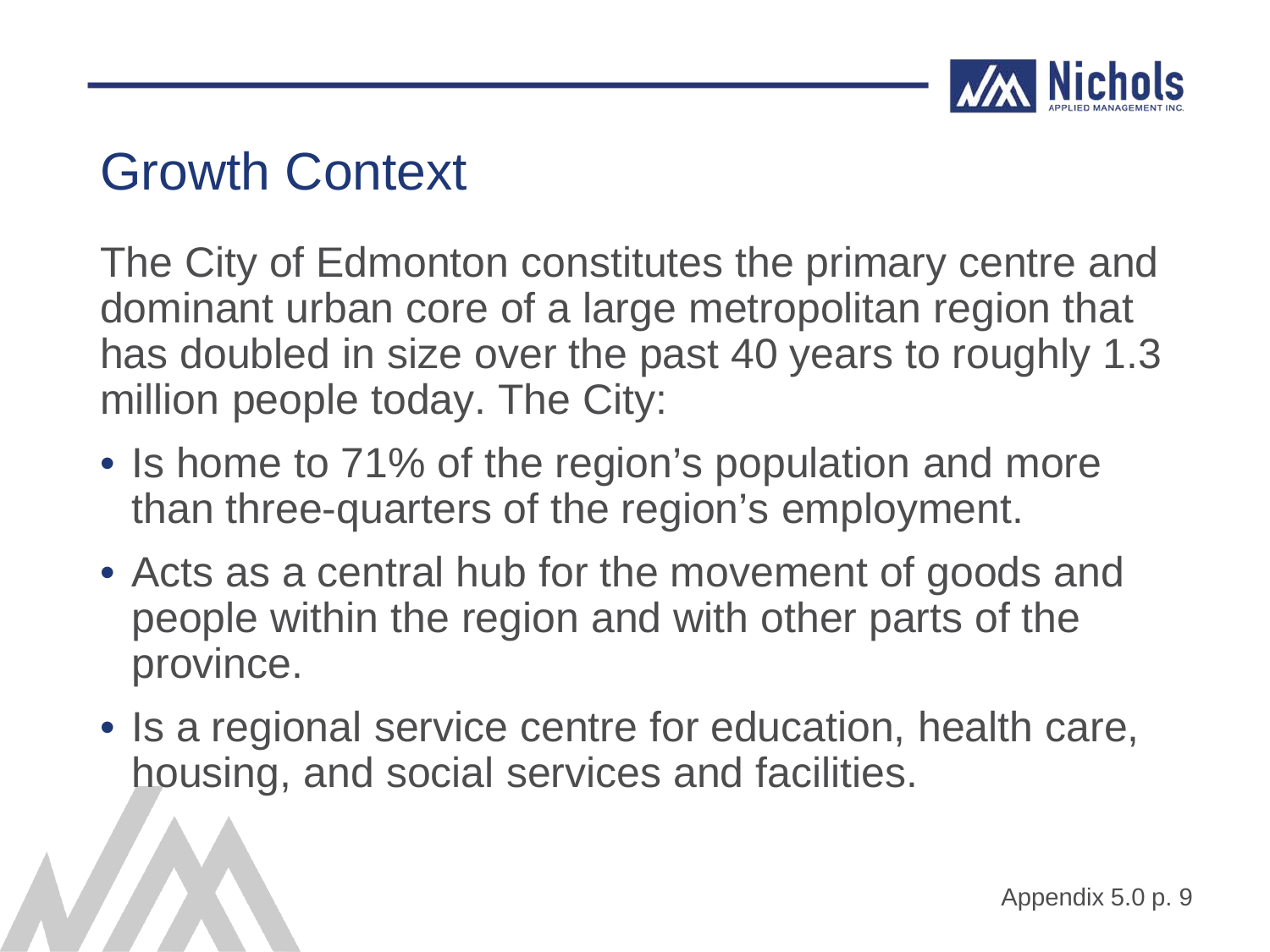# Growth Context

The City of Edmonton constitutes the primary centre and dominant urban core of a large metropolitan region that has doubled in size over the past 40 years to roughly 1.3 million people today. The City:

- Is home to 71% of the region's population and more than three-quarters of the region's employment.
- Acts as a central hub for the movement of goods and people within the region and with other parts of the province.
- Is a regional service centre for education, health care, housing, and social services and facilities.

Appendix 5.0 p. 9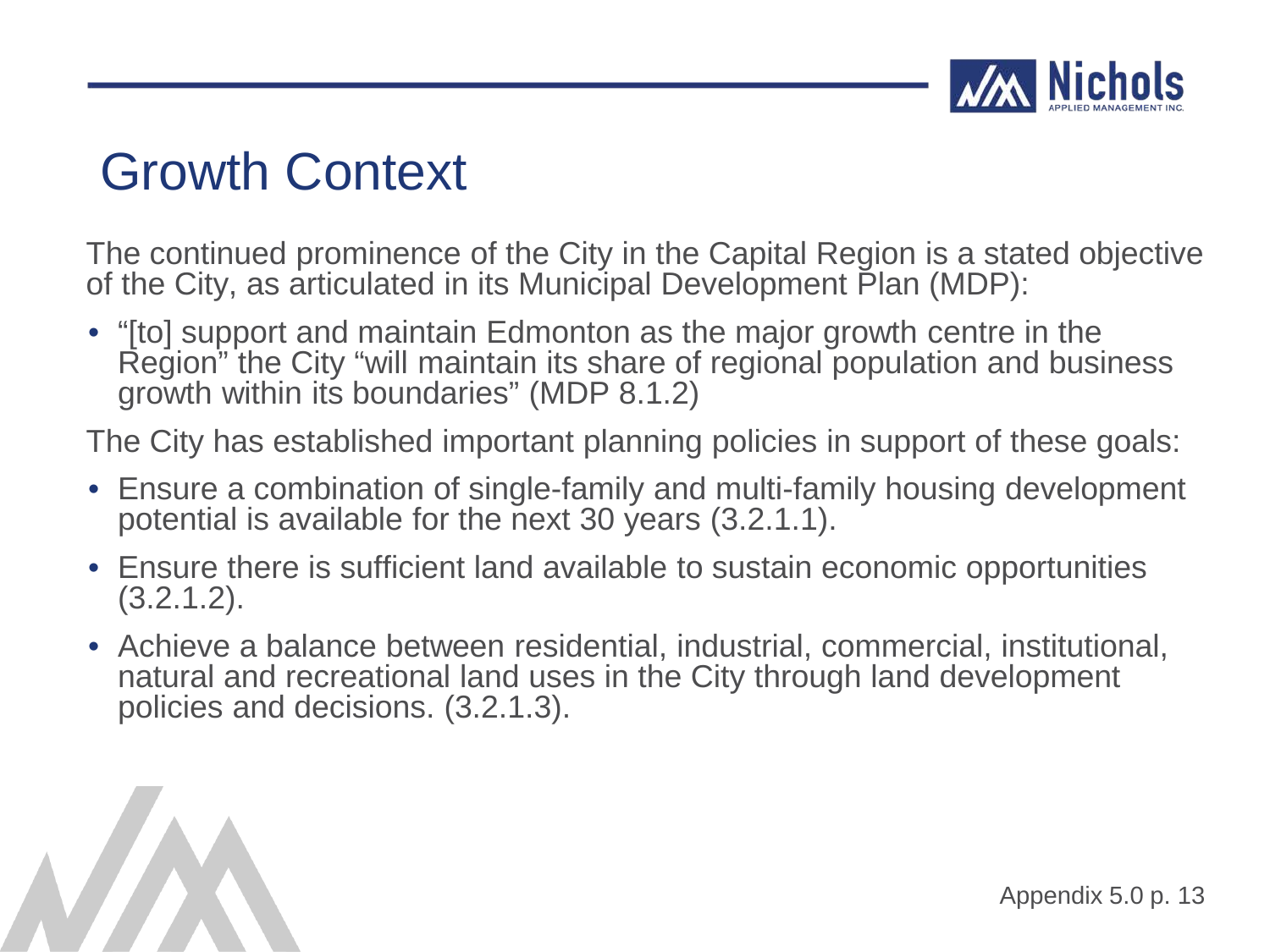# Growth Context

The continued prominence of the City in the Capital Region is a stated objective of the City, as articulated in its Municipal Development Plan (MDP):

- "[to] support and maintain Edmonton as the major growth centre in the Region" the City "will maintain its share of regional population and business growth within its boundaries" (MDP 8.1.2)

The City has established important planning policies in support of these goals:

- Ensure a combination of single-family and multi-family housing development potential is available for the next 30 years (3.2.1.1).
- Ensure there is sufficient land available to sustain economic opportunities (3.2.1.2).
- Achieve a balance between residential, industrial, commercial, institutional, natural and recreational land uses in the City through land development policies and decisions. (3.2.1.3).

Appendix 5.0 p. 13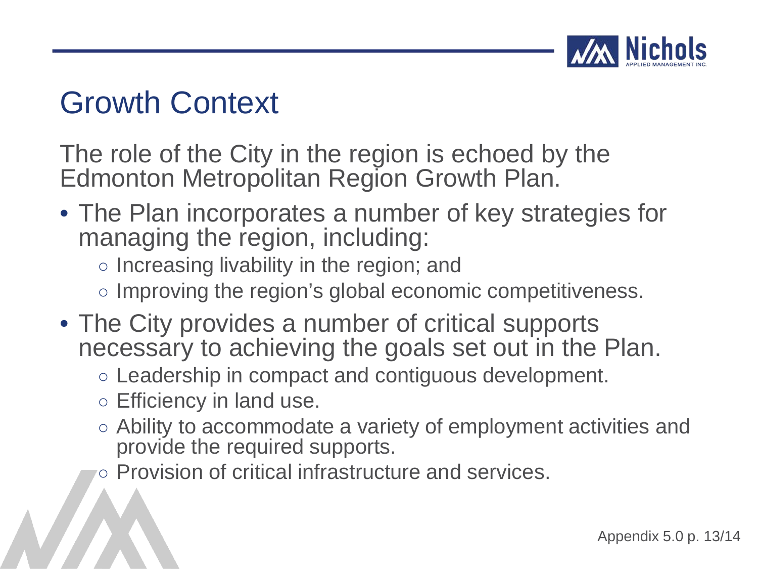# Growth Context

The role of the City in the region is echoed by the Edmonton Metropolitan Region Growth Plan.

- The Plan incorporates a number of key strategies for managing the region, including:
  - Increasing livability in the region; and
  - Improving the region's global economic competitiveness.
- The City provides a number of critical supports necessary to achieving the goals set out in the Plan.
  - Leadership in compact and contiguous development.
  - Efficiency in land use.
  - Ability to accommodate a variety of employment activities and provide the required supports.
  - Provision of critical infrastructure and services.

Appendix 5.0 p. 13/14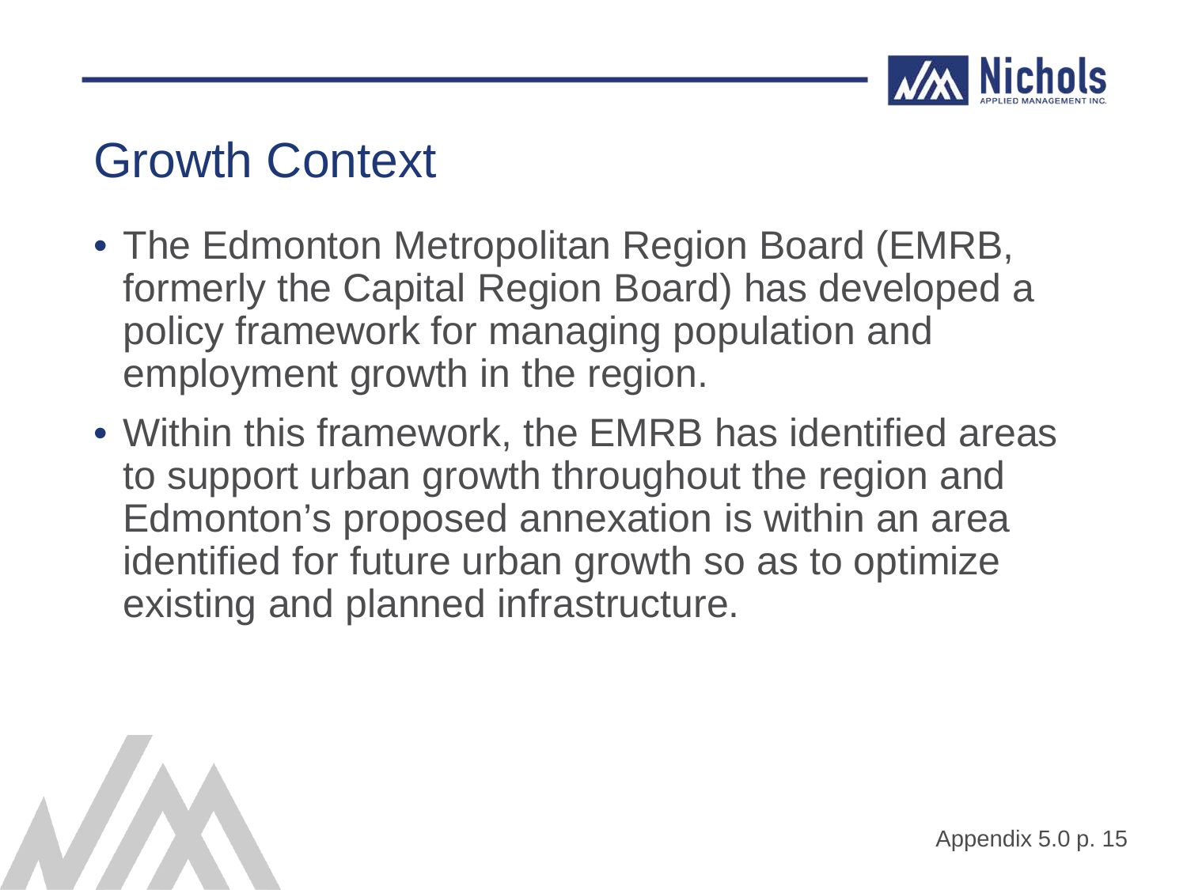# Growth Context

- The Edmonton Metropolitan Region Board (EMRB, formerly the Capital Region Board) has developed a policy framework for managing population and employment growth in the region.
- Within this framework, the EMRB has identified areas to support urban growth throughout the region and Edmonton's proposed annexation is within an area identified for future urban growth so as to optimize existing and planned infrastructure.

Appendix 5.0 p. 15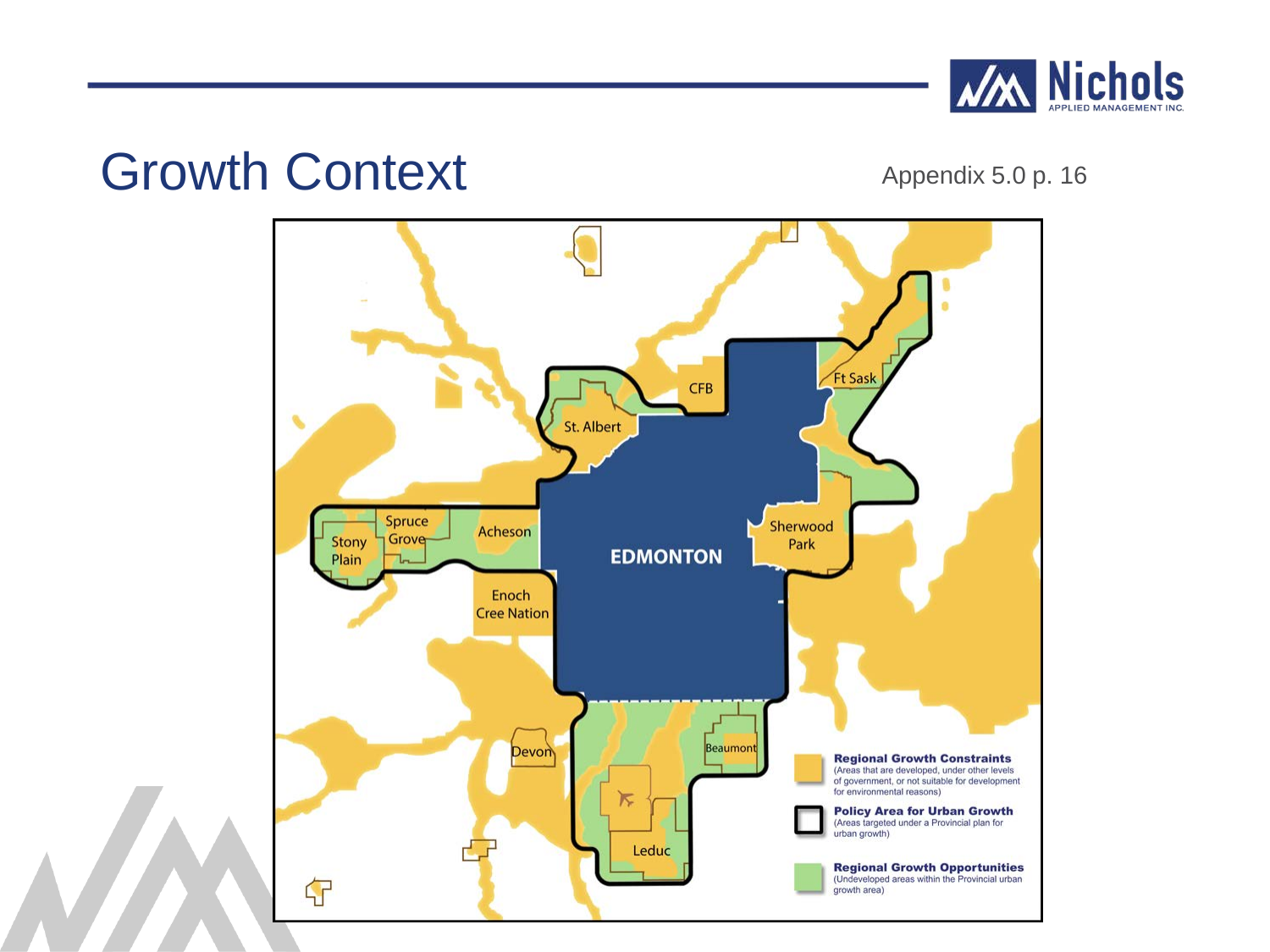# Growth Context

Appendix 5.0 p. 16

EDMONTON

St. Albert

CFB

Ft Sask

Sherwood Park

Spruce Grove

Stony Plain

Acheson

Enoch Cree Nation

Devon

Beaumont

Leduc

**Regional Growth Constraints**
(Areas that are developed, under other levels of government, or not suitable for development for environmental reasons)

**Policy Area for Urban Growth**
(Areas targeted under a Provincial plan for urban growth)

**Regional Growth Opportunities**
(Undeveloped areas within the Provincial urban growth area)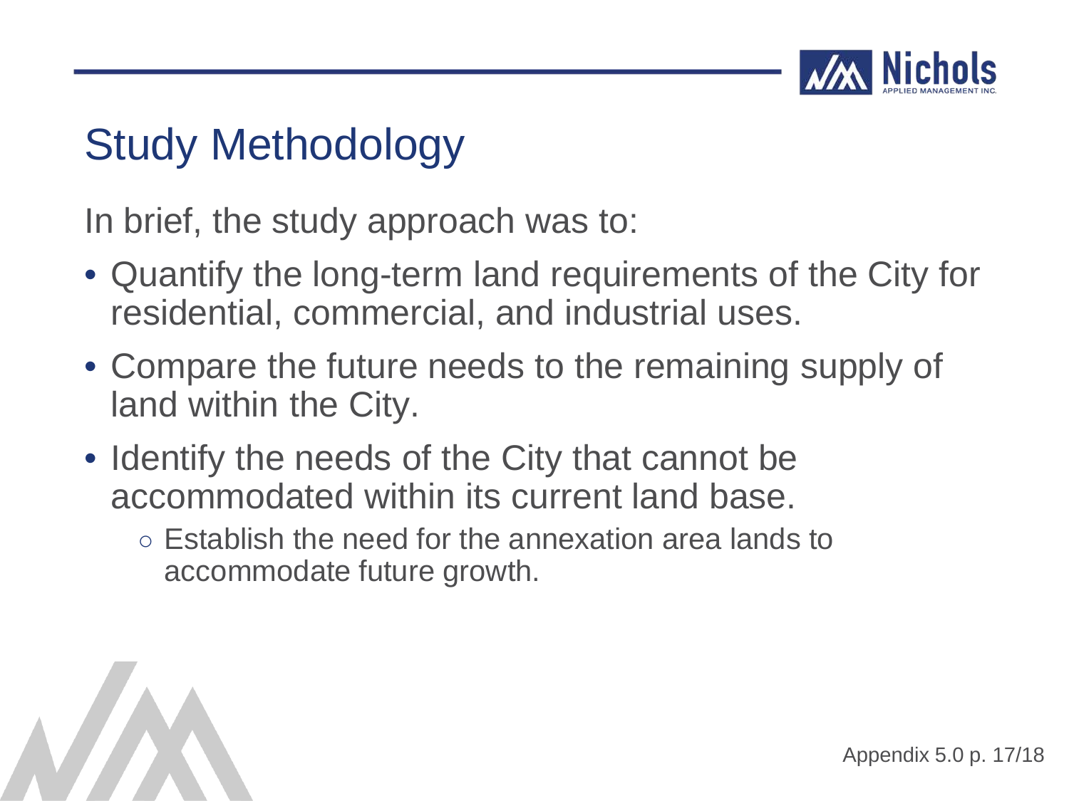# Study Methodology

In brief, the study approach was to:

- Quantify the long-term land requirements of the City for residential, commercial, and industrial uses.
- Compare the future needs to the remaining supply of land within the City.
- Identify the needs of the City that cannot be accommodated within its current land base.
  - Establish the need for the annexation area lands to accommodate future growth.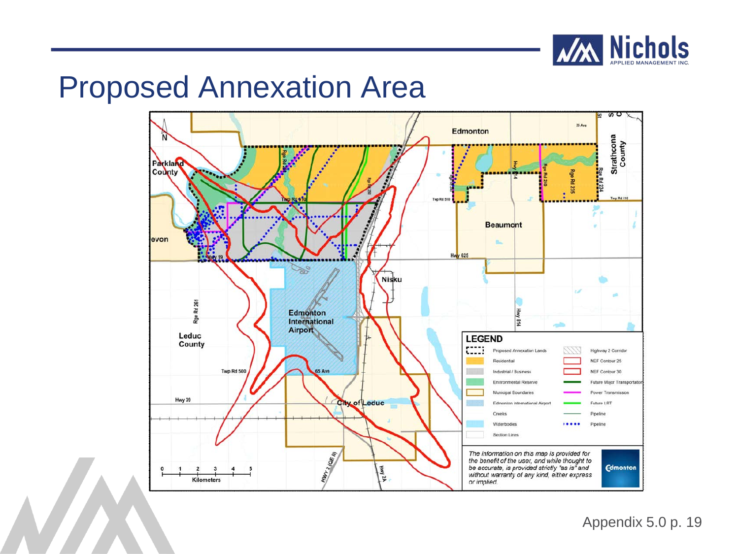# Proposed Annexation Area

Edmonton

Parkland County

Strathcona County

Beaumont

Devon

Nisku

Edmonton International Airport

Leduc County

City of Leduc

Twp Rd 510

Hwy 19

Hwy 625

Hwy 814

Rge Rd 261

Twp Rd 500

65 Ave

Hwy 39

HWY 2 (QE II)

Hwy 2A

0 1 2 3 4 5
Kilometers

**LEGEND**

| | |
|---|---|
| Proposed Annexation Lands | Highway 2 Corridor |
| Residential | NEF Contour 25 |
| Industrial / Business | NEF Contour 30 |
| Environmental Reserve | Future Major Transportation |
| Municipal Boundaries | Power Transmission |
| Edmonton International Airport | Future LRT |
| Creeks | Pipeline |
| Waterbodies | Pipeline |
| Section Lines | |

*The information on this map is provided for the benefit of the user, and while thought to be accurate, is provided strictly "as is" and without warranty of any kind, either express or implied.*

Appendix 5.0 p. 19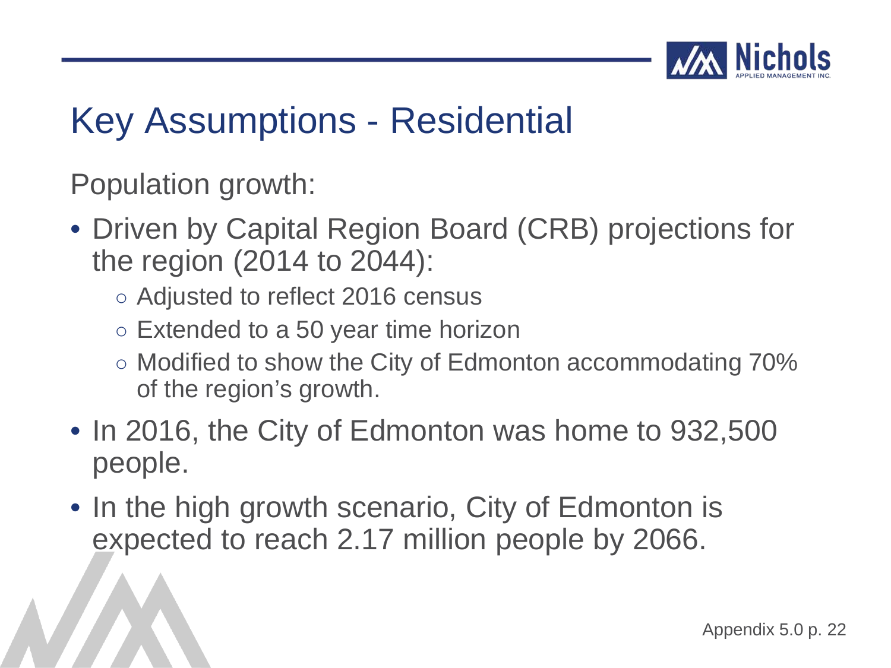# Key Assumptions - Residential

Population growth:

- Driven by Capital Region Board (CRB) projections for the region (2014 to 2044):
  - Adjusted to reflect 2016 census
  - Extended to a 50 year time horizon
  - Modified to show the City of Edmonton accommodating 70% of the region's growth.
- In 2016, the City of Edmonton was home to 932,500 people.
- In the high growth scenario, City of Edmonton is expected to reach 2.17 million people by 2066.

Appendix 5.0 p. 22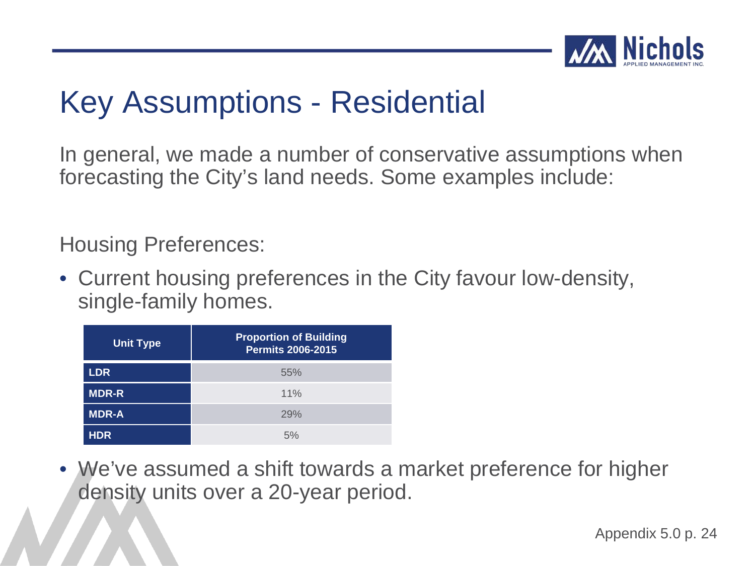# Key Assumptions - Residential

In general, we made a number of conservative assumptions when forecasting the City's land needs. Some examples include:

Housing Preferences:

- Current housing preferences in the City favour low-density, single-family homes.

| Unit Type | Proportion of Building Permits 2006-2015 |
|---|---|
| LDR | 55% |
| MDR-R | 11% |
| MDR-A | 29% |
| HDR | 5% |

- We've assumed a shift towards a market preference for higher density units over a 20-year period.

Appendix 5.0 p. 24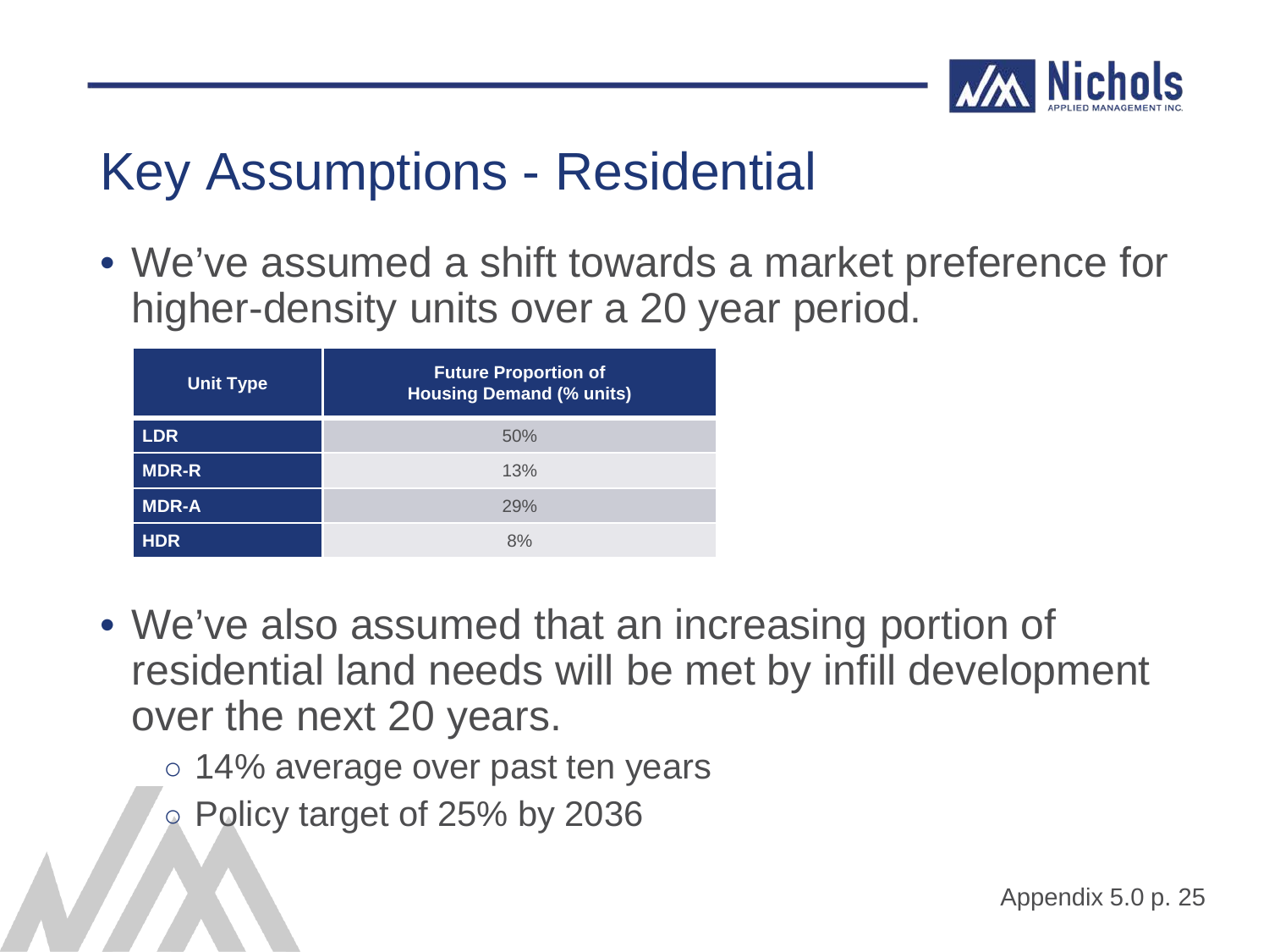# Key Assumptions - Residential

- We've assumed a shift towards a market preference for higher-density units over a 20 year period.

| Unit Type | Future Proportion of Housing Demand (% units) |
|---|---|
| LDR | 50% |
| MDR-R | 13% |
| MDR-A | 29% |
| HDR | 8% |

- We've also assumed that an increasing portion of residential land needs will be met by infill development over the next 20 years.
  - 14% average over past ten years
  - Policy target of 25% by 2036

Appendix 5.0 p. 25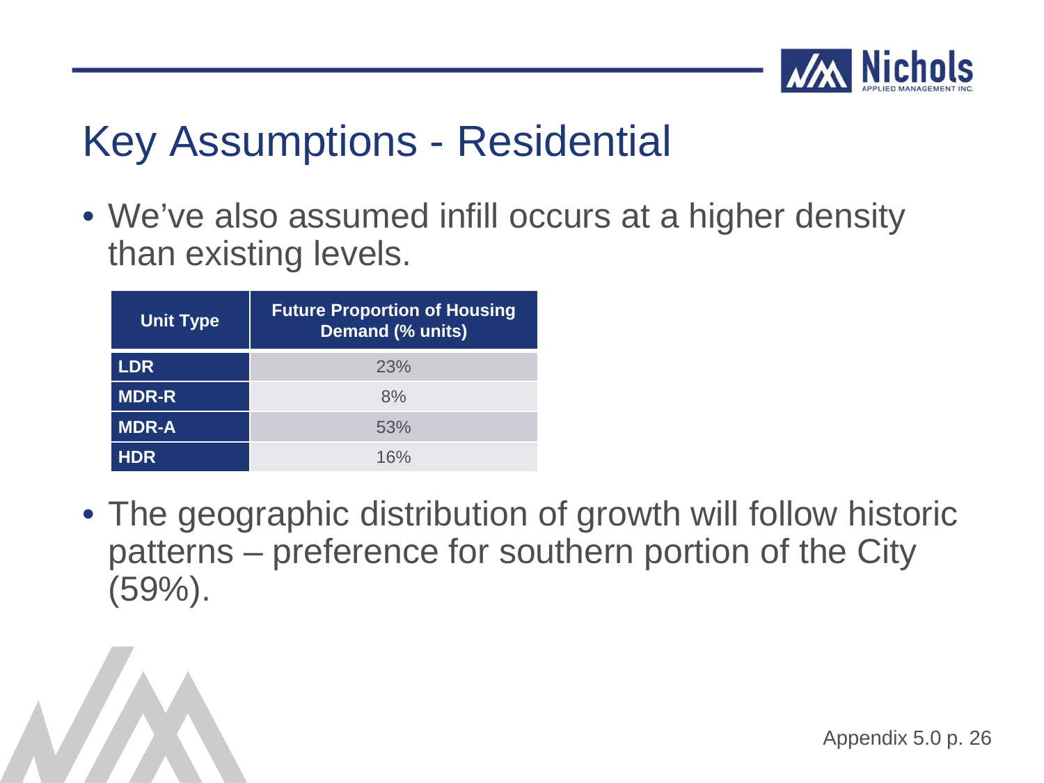# Key Assumptions - Residential

- We've also assumed infill occurs at a higher density than existing levels.

| Unit Type | Future Proportion of Housing Demand (% units) |
|---|---|
| LDR | 23% |
| MDR-R | 8% |
| MDR-A | 53% |
| HDR | 16% |

- The geographic distribution of growth will follow historic patterns – preference for southern portion of the City (59%).

Appendix 5.0 p. 26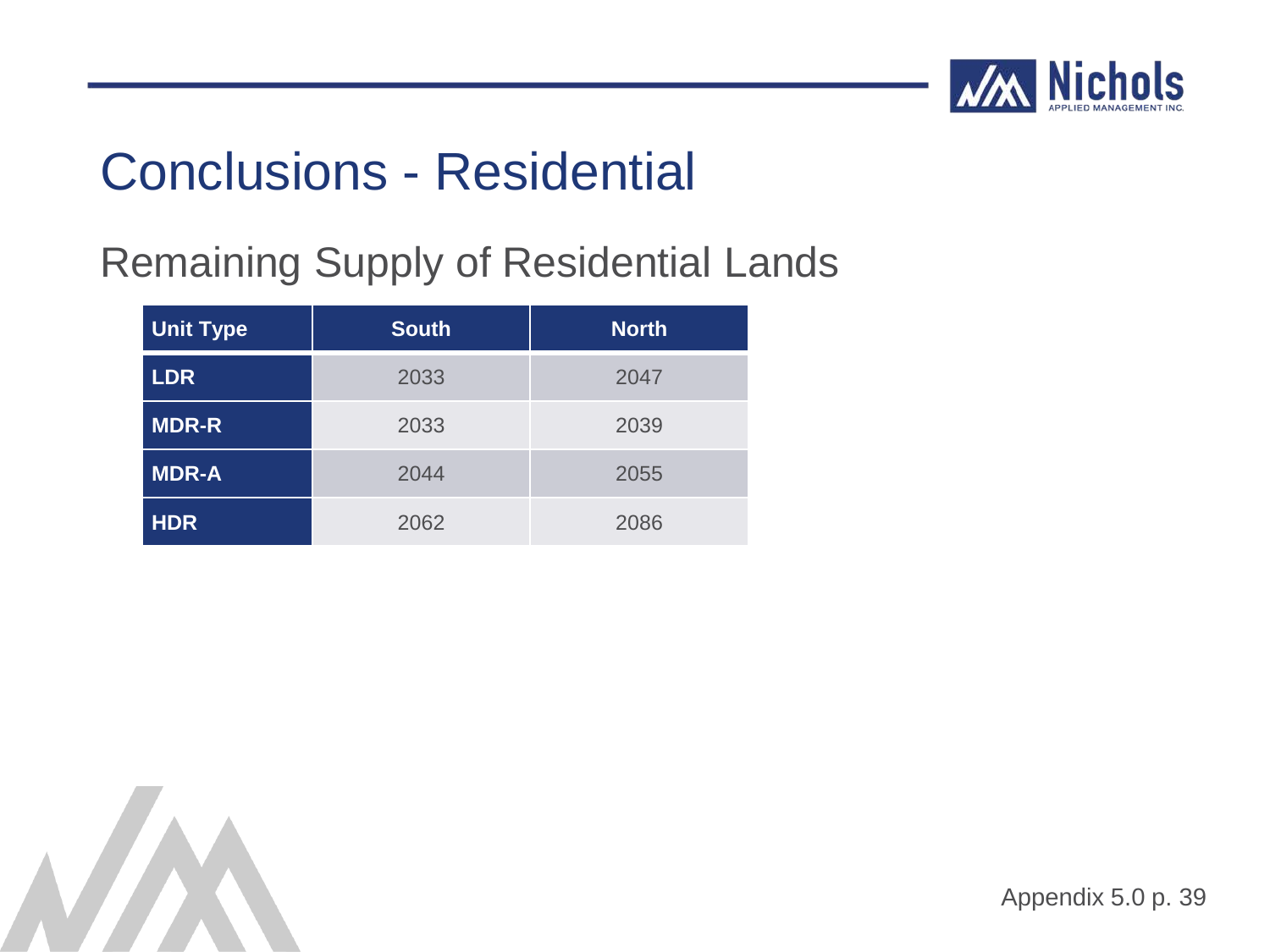# Conclusions - Residential

## Remaining Supply of Residential Lands

| Unit Type | South | North |
|---|---|---|
| LDR | 2033 | 2047 |
| MDR-R | 2033 | 2039 |
| MDR-A | 2044 | 2055 |
| HDR | 2062 | 2086 |

Appendix 5.0 p. 39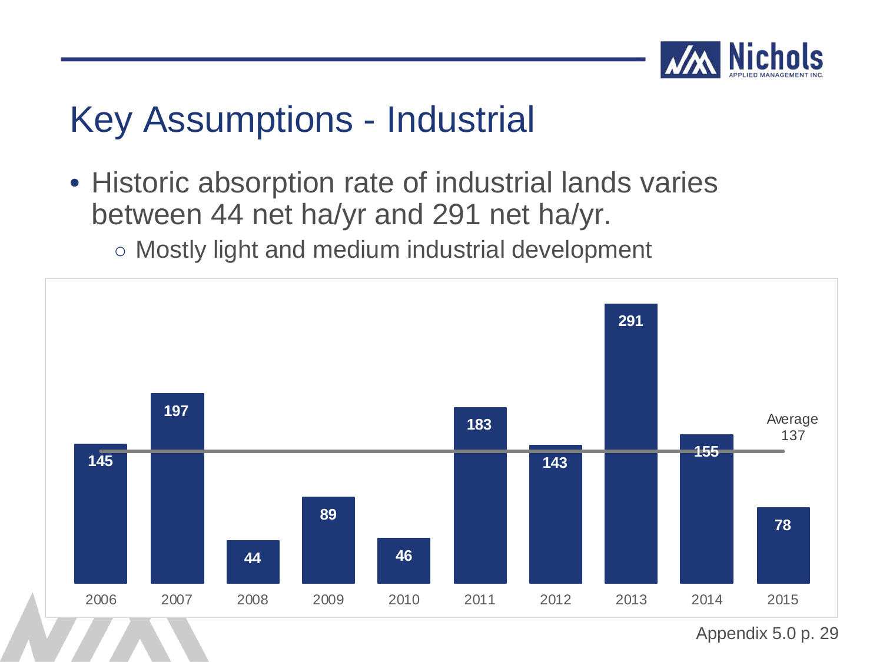# Key Assumptions - Industrial

- Historic absorption rate of industrial lands varies between 44 net ha/yr and 291 net ha/yr.
  - Mostly light and medium industrial development

| Year | Net ha |
|---|---|
| 2006 | 145 |
| 2007 | 197 |
| 2008 | 44 |
| 2009 | 89 |
| 2010 | 46 |
| 2011 | 183 |
| 2012 | 143 |
| 2013 | 291 |
| 2014 | 155 |
| 2015 | 78 |

Average 137

Appendix 5.0 p. 29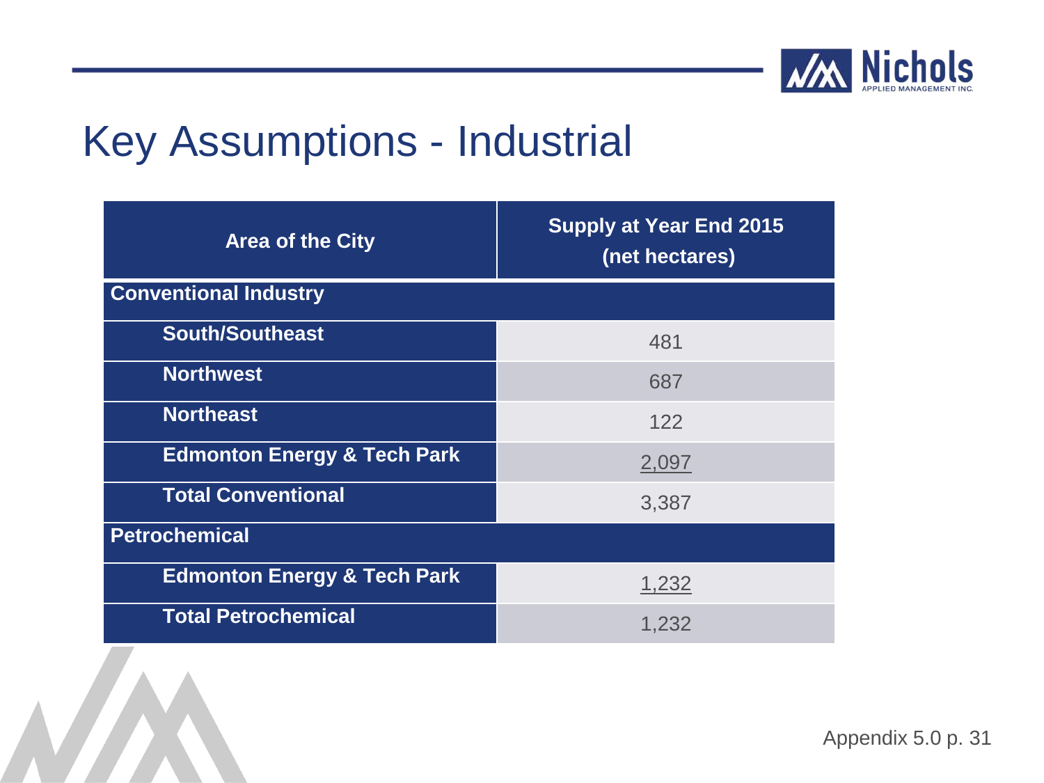# Key Assumptions - Industrial

| Area of the City | Supply at Year End 2015 (net hectares) |
|---|---|
| **Conventional Industry** | |
| **South/Southeast** | 481 |
| **Northwest** | 687 |
| **Northeast** | 122 |
| **Edmonton Energy & Tech Park** | 2,097 |
| **Total Conventional** | 3,387 |
| **Petrochemical** | |
| **Edmonton Energy & Tech Park** | 1,232 |
| **Total Petrochemical** | 1,232 |

Appendix 5.0 p. 31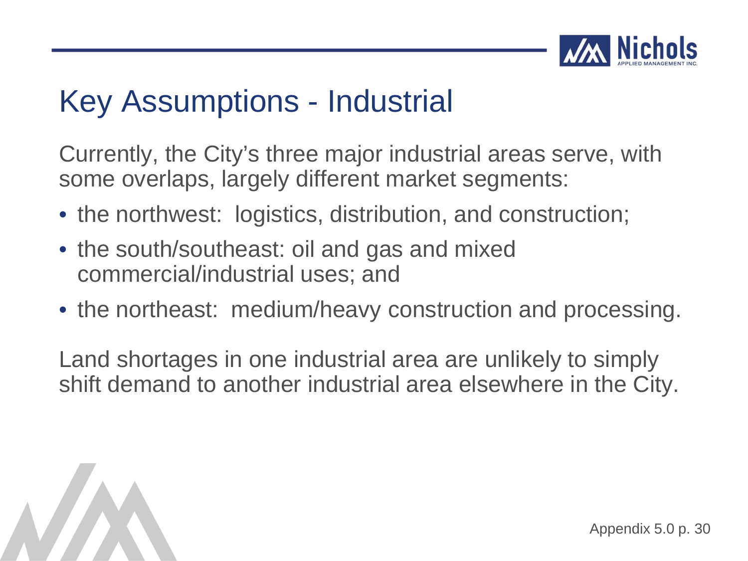# Key Assumptions - Industrial

Currently, the City's three major industrial areas serve, with some overlaps, largely different market segments:

- the northwest: logistics, distribution, and construction;
- the south/southeast: oil and gas and mixed commercial/industrial uses; and
- the northeast: medium/heavy construction and processing.

Land shortages in one industrial area are unlikely to simply shift demand to another industrial area elsewhere in the City.

Appendix 5.0 p. 30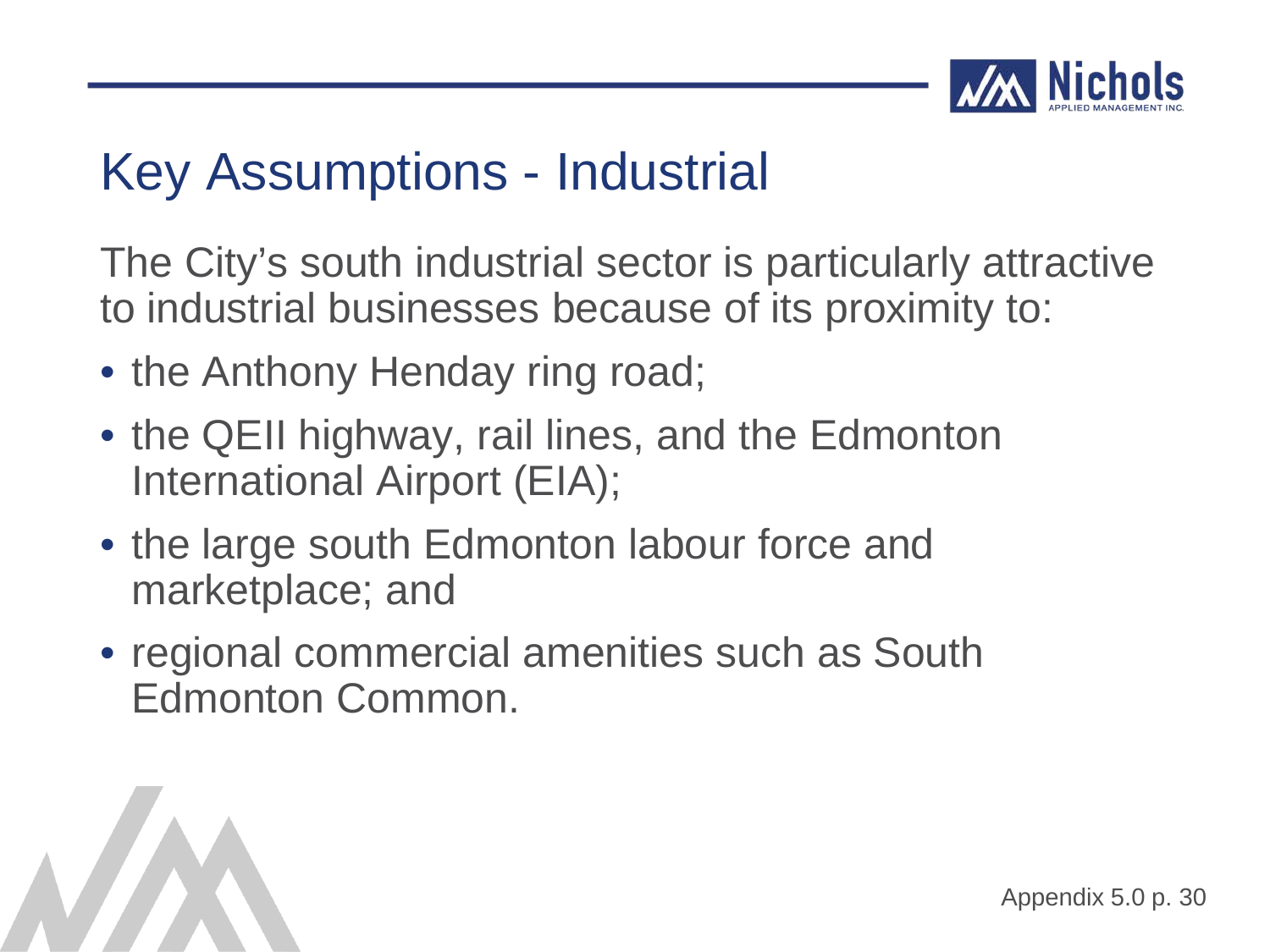# Key Assumptions - Industrial

The City's south industrial sector is particularly attractive to industrial businesses because of its proximity to:

- the Anthony Henday ring road;
- the QEII highway, rail lines, and the Edmonton International Airport (EIA);
- the large south Edmonton labour force and marketplace; and
- regional commercial amenities such as South Edmonton Common.

Appendix 5.0 p. 30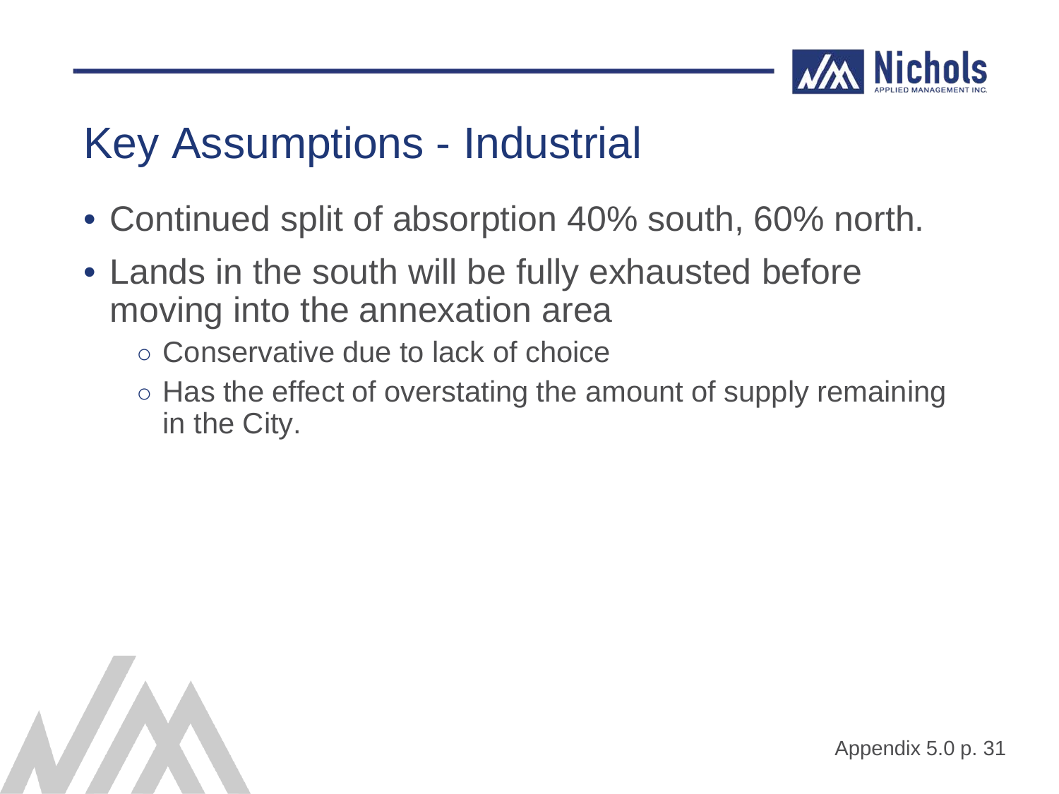# Key Assumptions - Industrial

- Continued split of absorption 40% south, 60% north.
- Lands in the south will be fully exhausted before moving into the annexation area
  - Conservative due to lack of choice
  - Has the effect of overstating the amount of supply remaining in the City.

Appendix 5.0 p. 31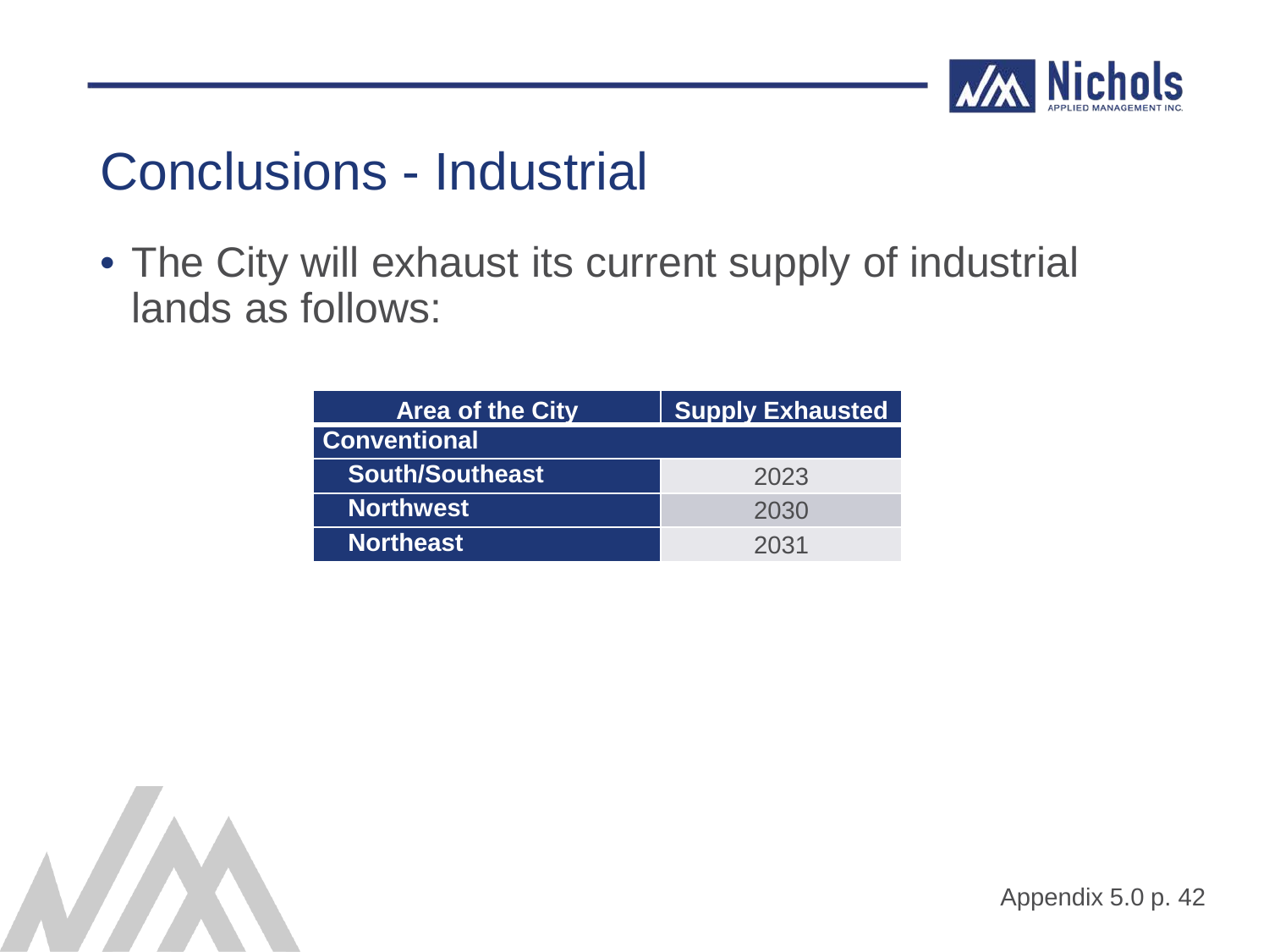# Conclusions - Industrial

- The City will exhaust its current supply of industrial lands as follows:

| Area of the City | Supply Exhausted |
| --- | --- |
| **Conventional** | |
| South/Southeast | 2023 |
| Northwest | 2030 |
| Northeast | 2031 |

Appendix 5.0 p. 42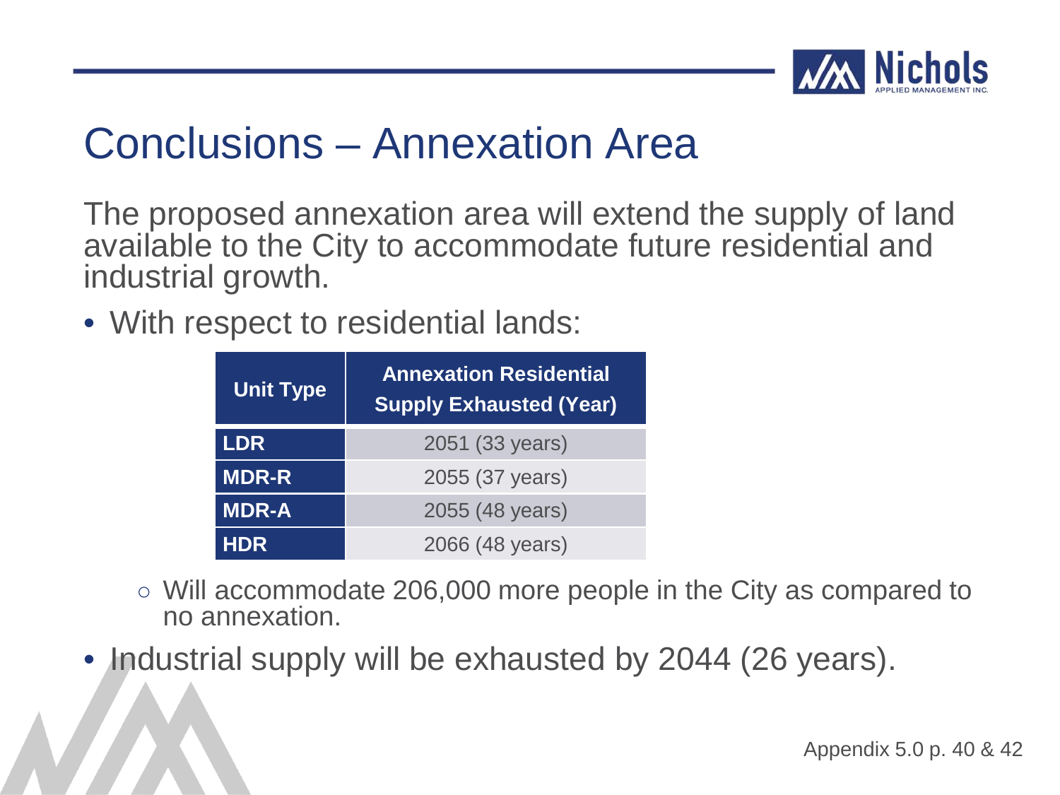# Conclusions – Annexation Area

The proposed annexation area will extend the supply of land available to the City to accommodate future residential and industrial growth.

- With respect to residential lands:

| Unit Type | Annexation Residential Supply Exhausted (Year) |
|---|---|
| LDR | 2051 (33 years) |
| MDR-R | 2055 (37 years) |
| MDR-A | 2055 (48 years) |
| HDR | 2066 (48 years) |

  - Will accommodate 206,000 more people in the City as compared to no annexation.

- Industrial supply will be exhausted by 2044 (26 years).

Appendix 5.0 p. 40 & 42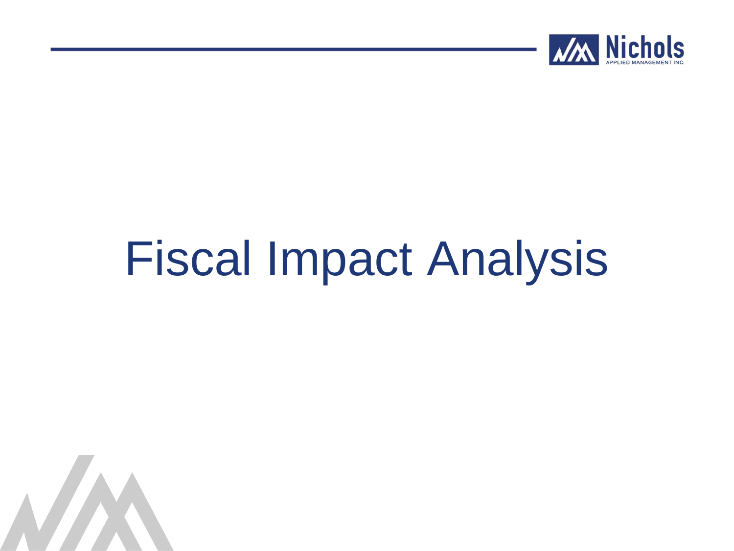# Fiscal Impact Analysis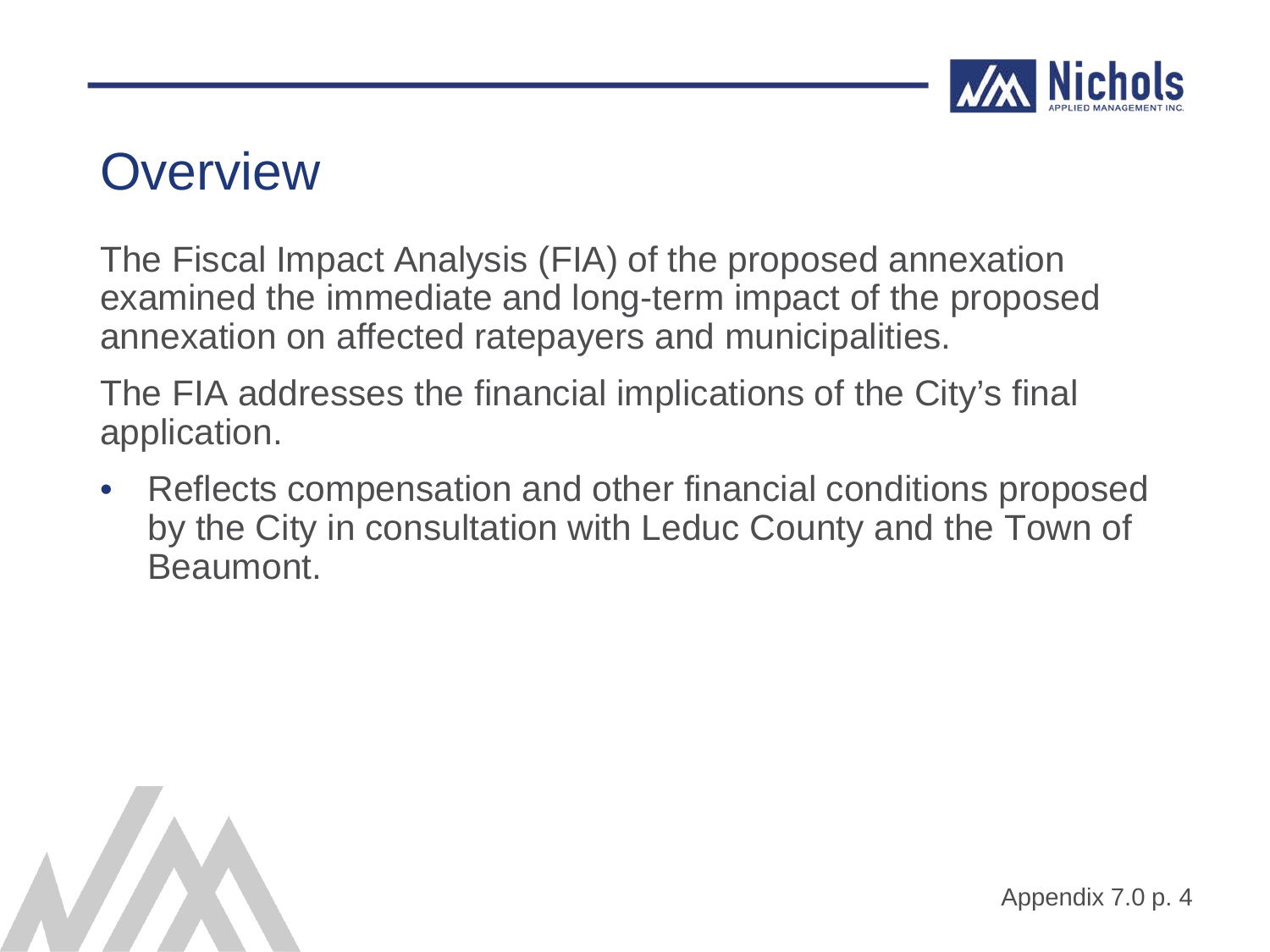# Overview

The Fiscal Impact Analysis (FIA) of the proposed annexation examined the immediate and long-term impact of the proposed annexation on affected ratepayers and municipalities.

The FIA addresses the financial implications of the City's final application.

- Reflects compensation and other financial conditions proposed by the City in consultation with Leduc County and the Town of Beaumont.

Appendix 7.0 p. 4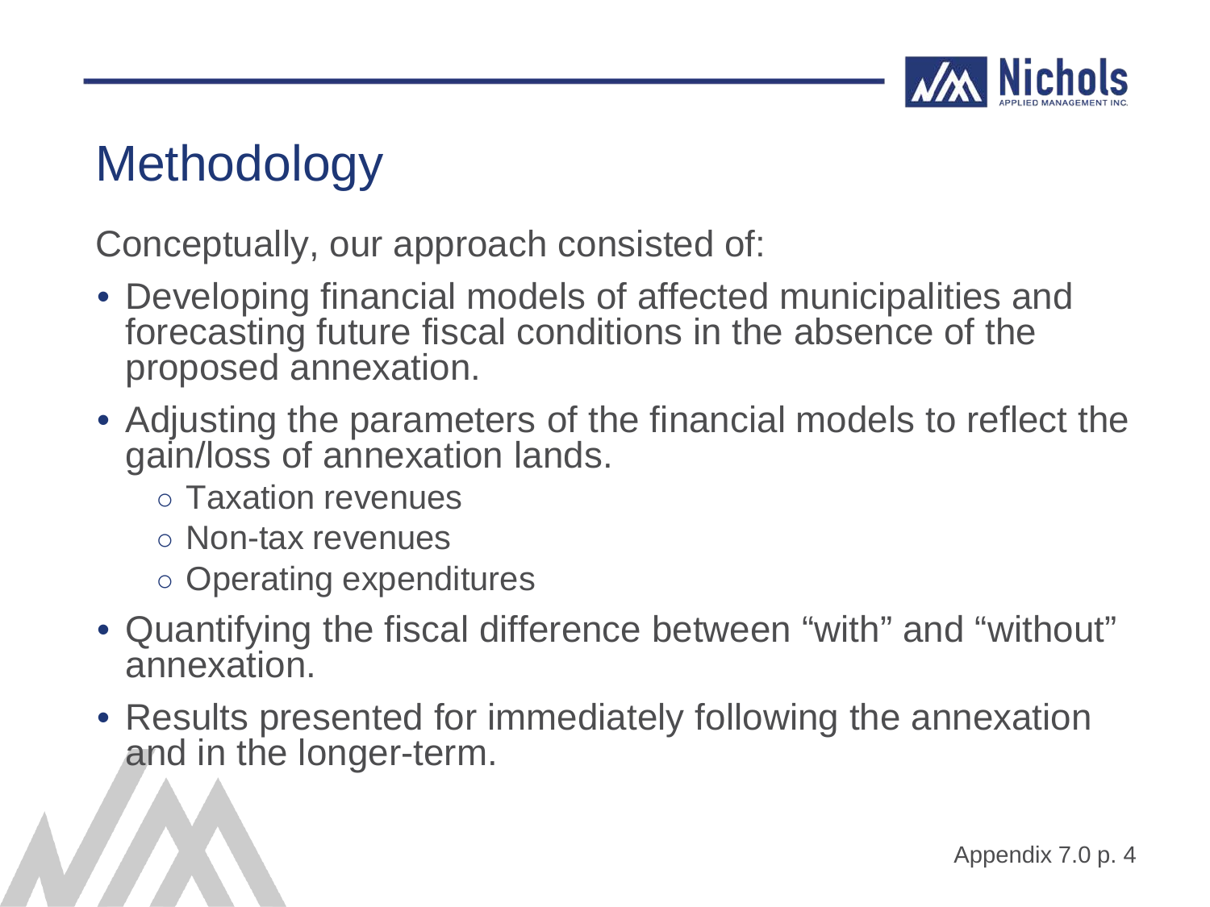# Methodology

Conceptually, our approach consisted of:

- Developing financial models of affected municipalities and forecasting future fiscal conditions in the absence of the proposed annexation.
- Adjusting the parameters of the financial models to reflect the gain/loss of annexation lands.
  - Taxation revenues
  - Non-tax revenues
  - Operating expenditures
- Quantifying the fiscal difference between "with" and "without" annexation.
- Results presented for immediately following the annexation and in the longer-term.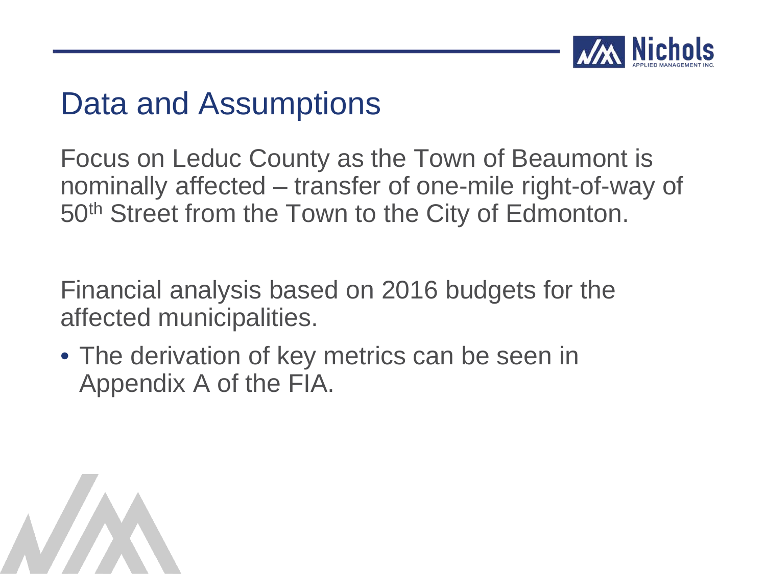# Data and Assumptions

Focus on Leduc County as the Town of Beaumont is nominally affected – transfer of one-mile right-of-way of 50th Street from the Town to the City of Edmonton.

Financial analysis based on 2016 budgets for the affected municipalities.

- The derivation of key metrics can be seen in Appendix A of the FIA.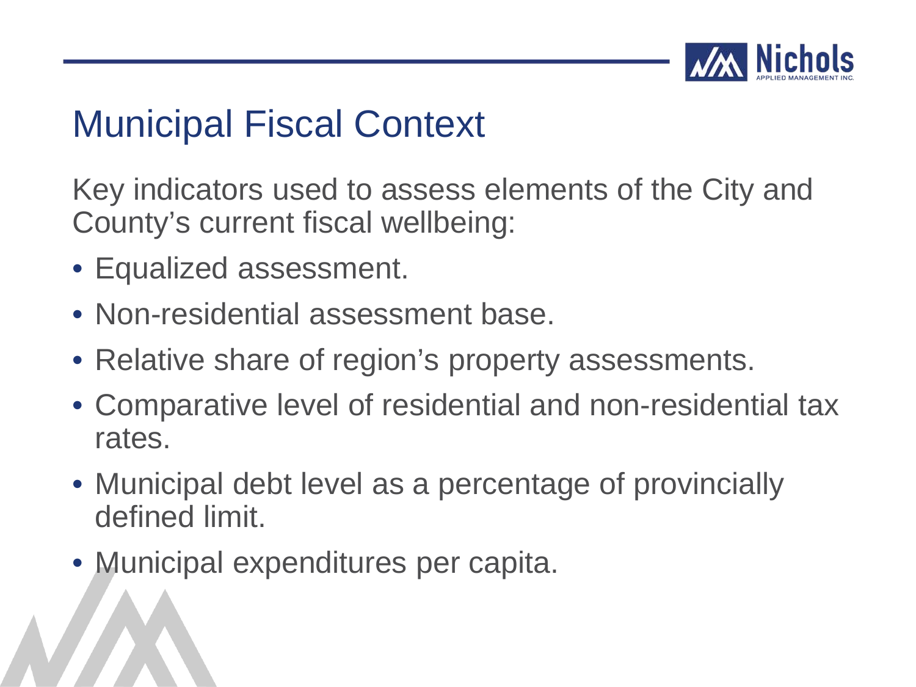# Municipal Fiscal Context

Key indicators used to assess elements of the City and County's current fiscal wellbeing:

- Equalized assessment.
- Non-residential assessment base.
- Relative share of region's property assessments.
- Comparative level of residential and non-residential tax rates.
- Municipal debt level as a percentage of provincially defined limit.
- Municipal expenditures per capita.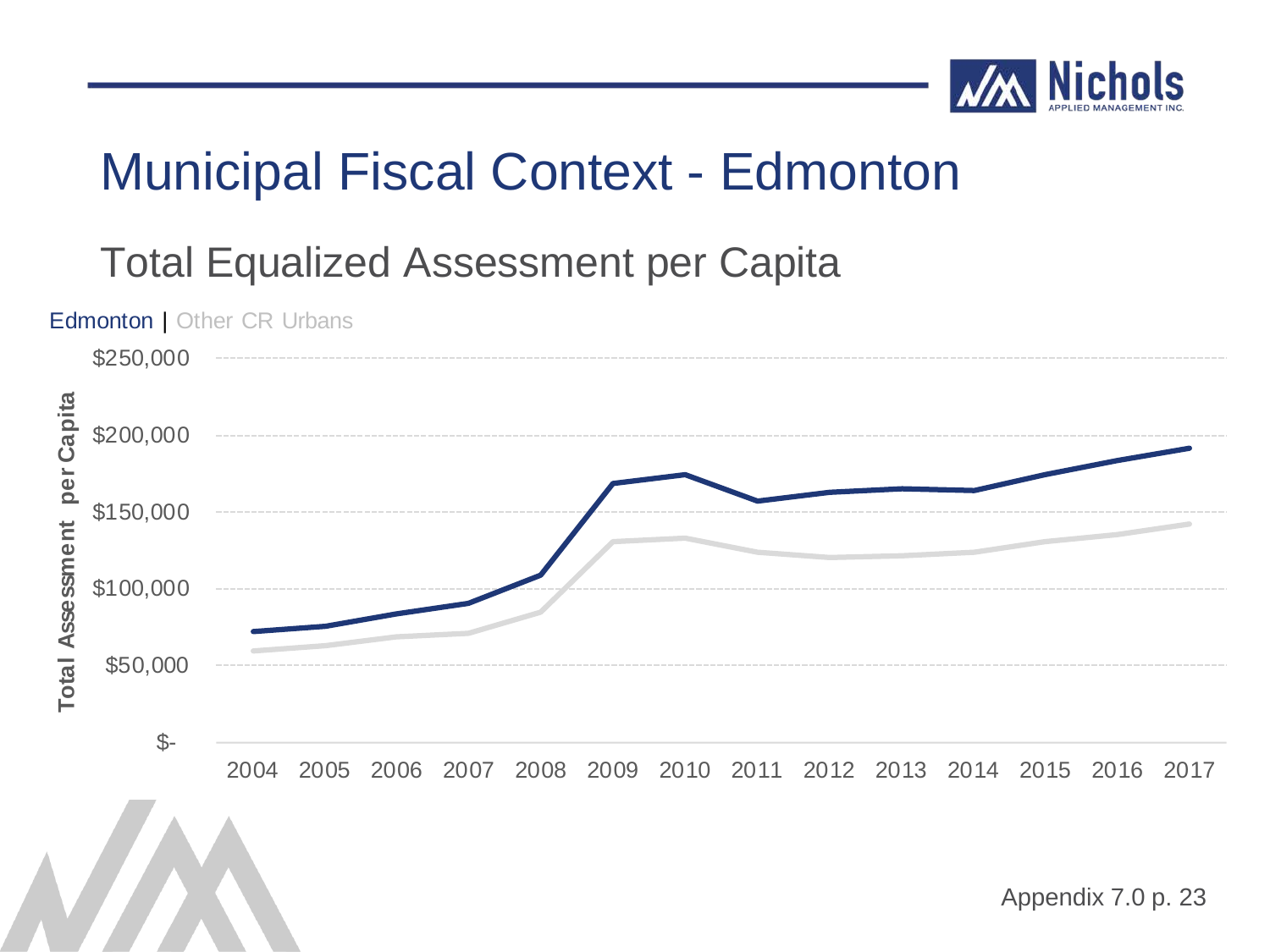# Municipal Fiscal Context - Edmonton

## Total Equalized Assessment per Capita

Edmonton | Other CR Urbans

Total Assesment per Capita

$250,000
$200,000
$150,000
$100,000
$50,000
$-

2004 2005 2006 2007 2008 2009 2010 2011 2012 2013 2014 2015 2016 2017

Appendix 7.0 p. 23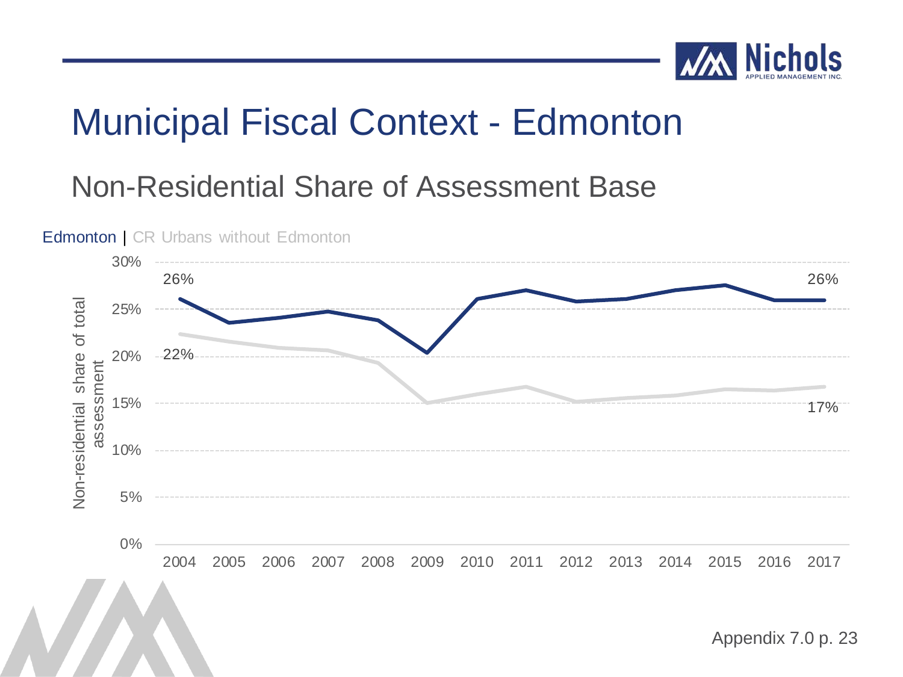# Municipal Fiscal Context - Edmonton

## Non-Residential Share of Assessment Base

Edmonton | CR Urbans without Edmonton

Non-residential share of total assessment

30%
25%
20%
15%
10%
5%
0%

26% 26%

22% 17%

2004 2005 2006 2007 2008 2009 2010 2011 2012 2013 2014 2015 2016 2017

Appendix 7.0 p. 23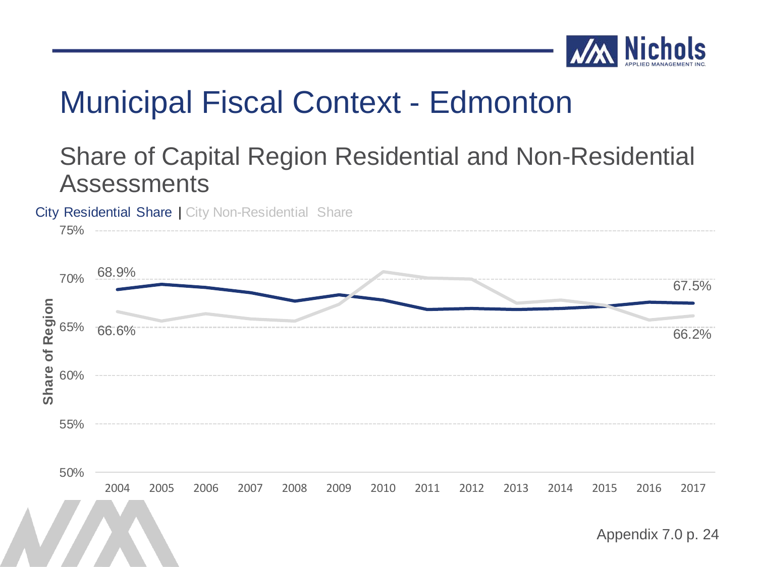# Municipal Fiscal Context - Edmonton

## Share of Capital Region Residential and Non-Residential Assessments

City Residential Share | City Non-Residential Share

Share of Region

75%

70%

65%

60%

55%

50%

68.9%

66.6%

67.5%

66.2%

2004 2005 2006 2007 2008 2009 2010 2011 2012 2013 2014 2015 2016 2017

Appendix 7.0 p. 24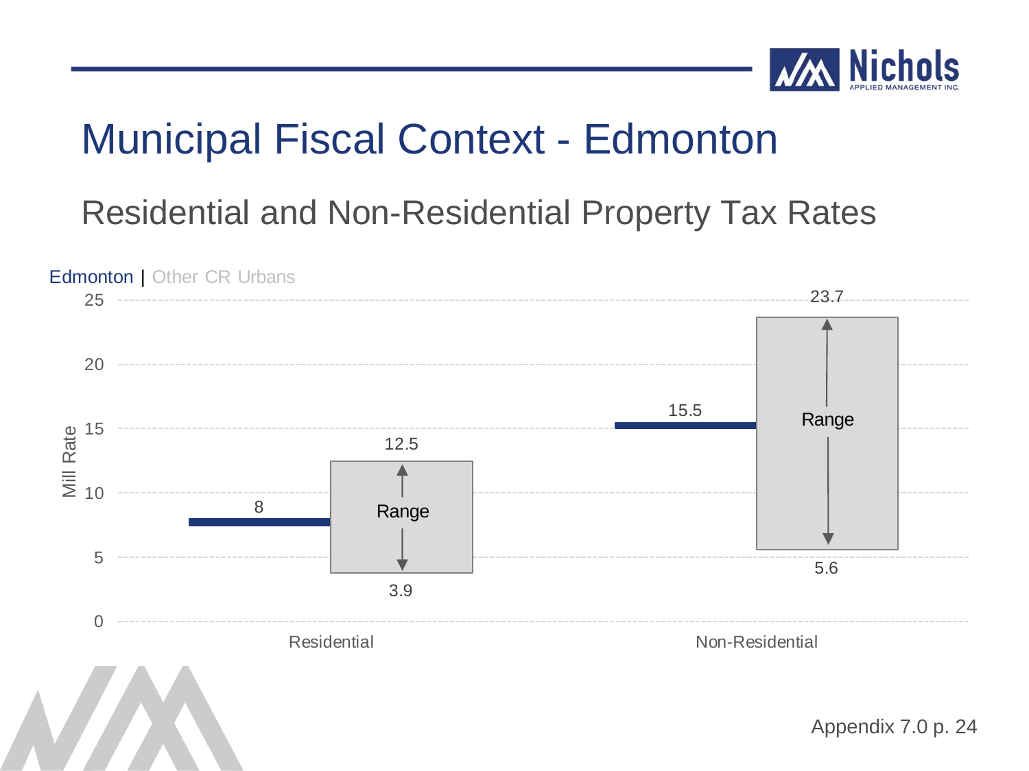# Municipal Fiscal Context - Edmonton

## Residential and Non-Residential Property Tax Rates

Edmonton | Other CR Urbans

| | Edmonton (Mill Rate) | Other CR Urbans Range (Low) | Other CR Urbans Range (High) |
|---|---|---|---|
| Residential | 8 | 3.9 | 12.5 |
| Non-Residential | 15.5 | 5.6 | 23.7 |

Appendix 7.0 p. 24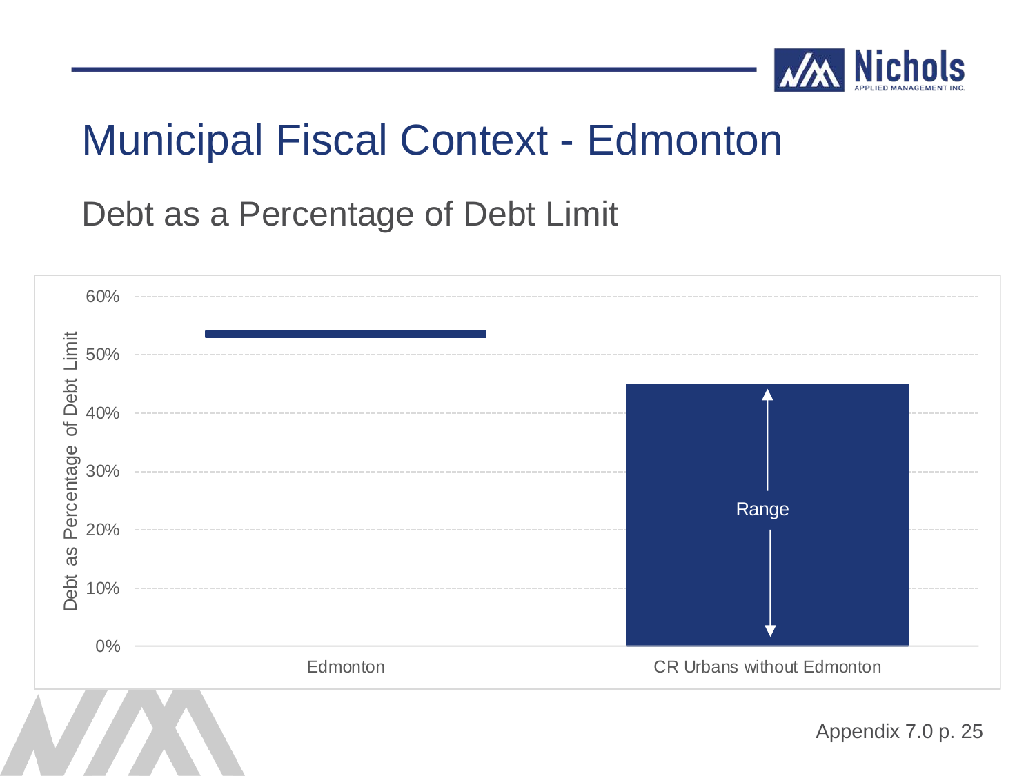# Municipal Fiscal Context - Edmonton

## Debt as a Percentage of Debt Limit

60%
50%
40%
30%
20%
10%
0%

Debt as Percentage of Debt Limit

Range

Edmonton

CR Urbans without Edmonton

Appendix 7.0 p. 25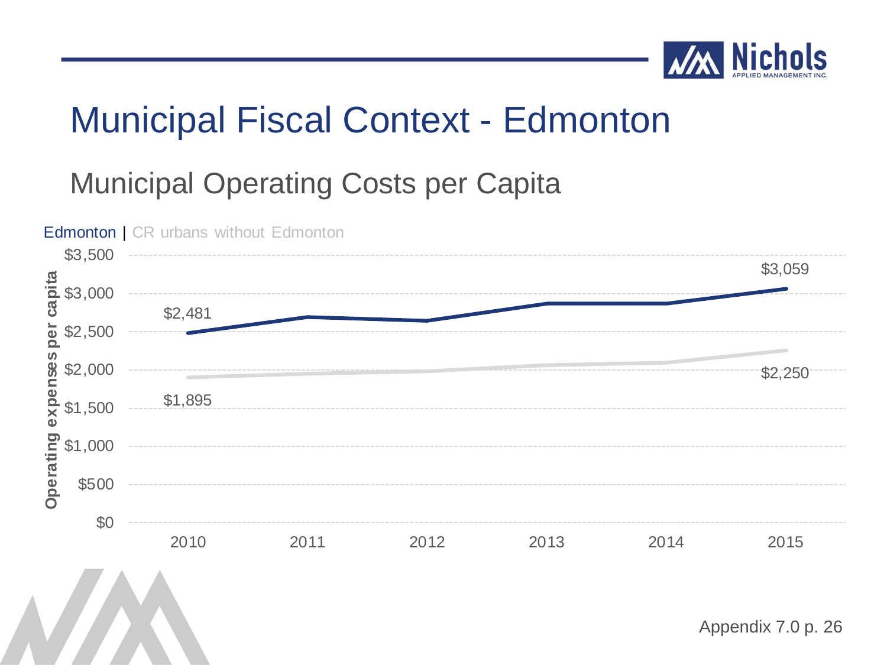# Municipal Fiscal Context - Edmonton

## Municipal Operating Costs per Capita

Edmonton | CR urbans without Edmonton

Operating expenses per capita

| Year | Edmonton | CR urbans without Edmonton |
|---|---|---|
| 2010 | $2,481 | $1,895 |
| 2015 | $3,059 | $2,250 |

Appendix 7.0 p. 26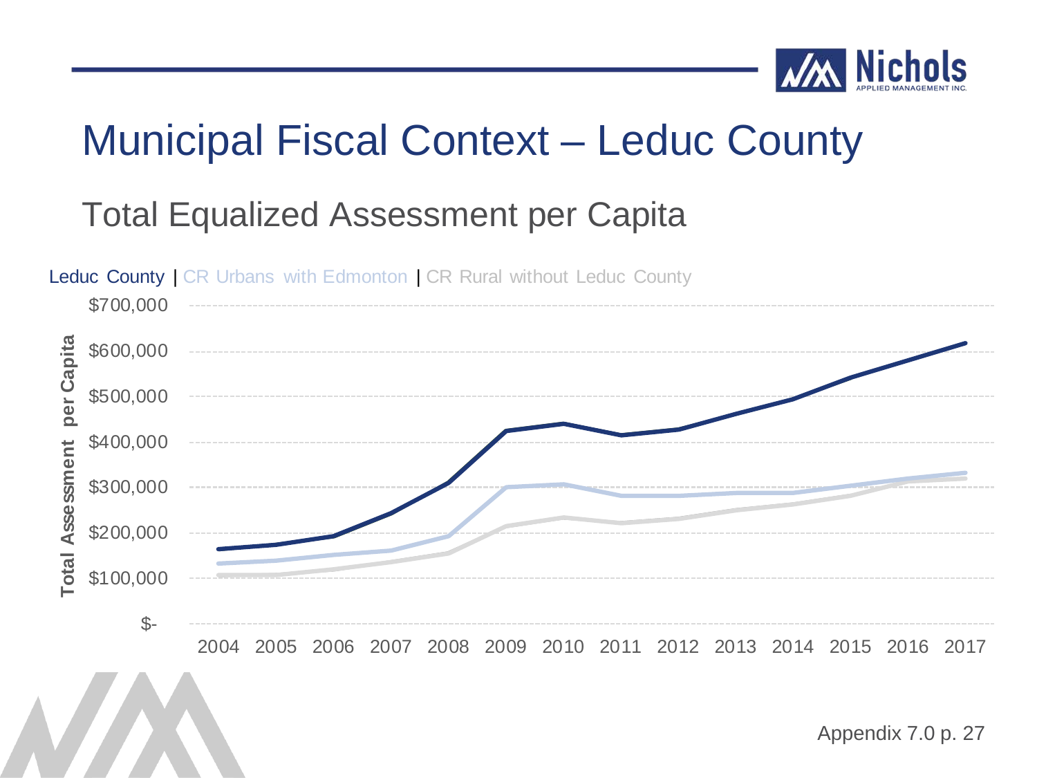# Municipal Fiscal Context – Leduc County

## Total Equalized Assessment per Capita

Leduc County | CR Urbans with Edmonton | CR Rural without Leduc County

Total Assessment per Capita

$700,000
$600,000
$500,000
$400,000
$300,000
$200,000
$100,000
$-

2004 2005 2006 2007 2008 2009 2010 2011 2012 2013 2014 2015 2016 2017

Appendix 7.0 p. 27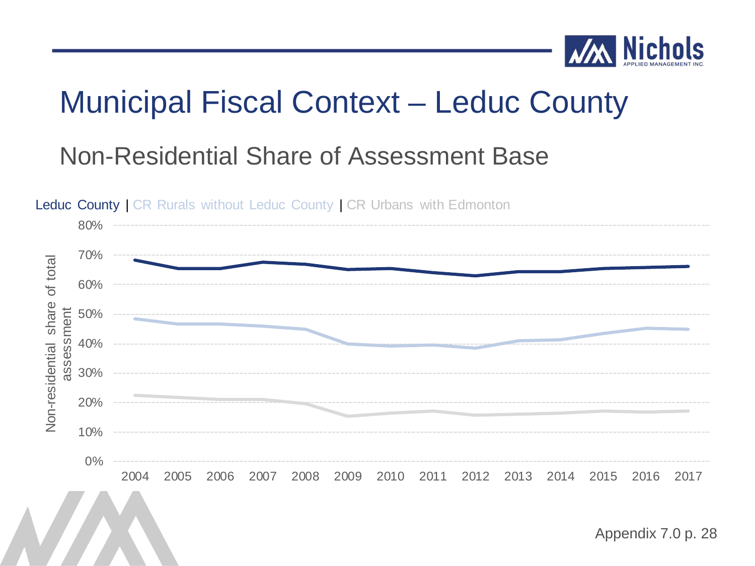# Municipal Fiscal Context – Leduc County

## Non-Residential Share of Assessment Base

Leduc County | CR Rurals without Leduc County | CR Urbans with Edmonton

Appendix 7.0 p. 28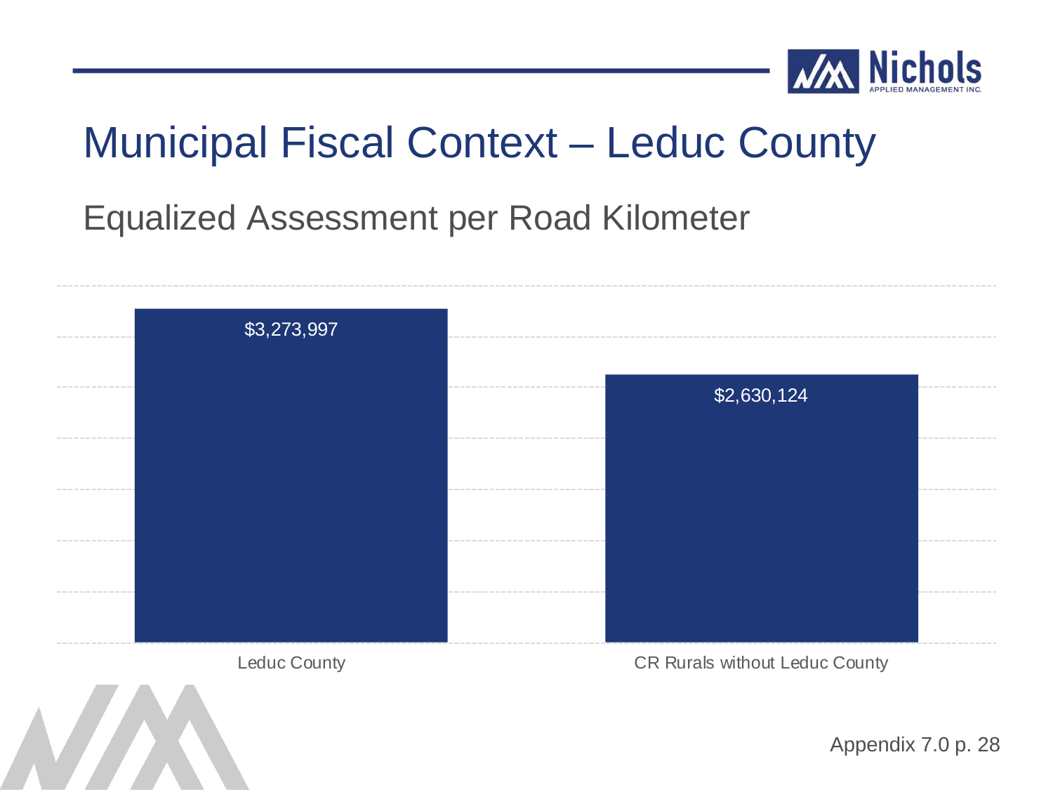# Municipal Fiscal Context – Leduc County

## Equalized Assessment per Road Kilometer

| | Equalized Assessment per Road Kilometer |
|---|---|
| Leduc County | $3,273,997 |
| CR Rurals without Leduc County | $2,630,124 |

Appendix 7.0 p. 28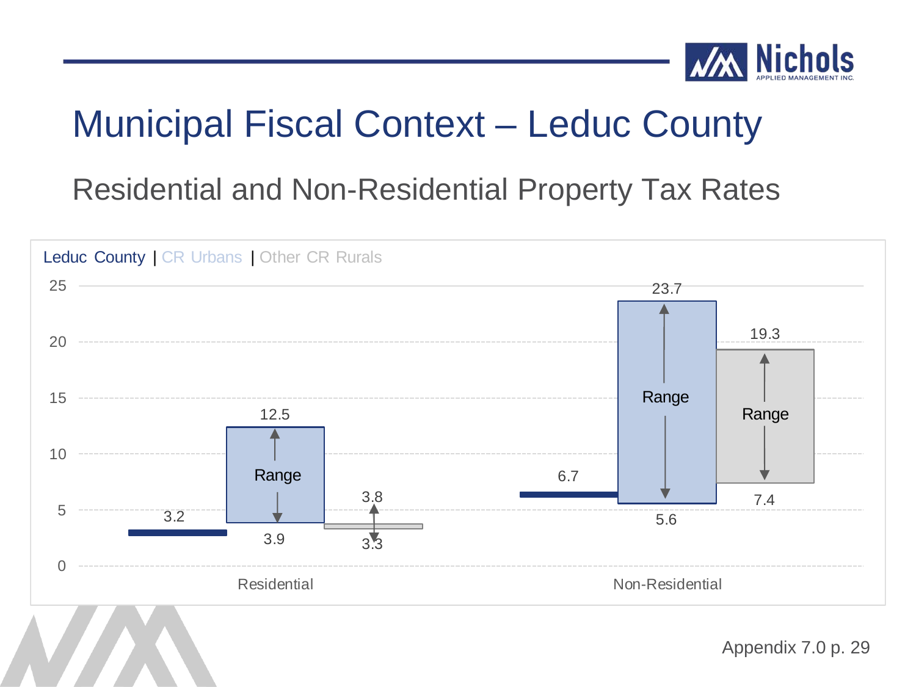# Municipal Fiscal Context – Leduc County

## Residential and Non-Residential Property Tax Rates

Leduc County | CR Urbans | Other CR Rurals

| | Leduc County | CR Urbans (Range) | Other CR Rurals (Range) |
|---|---|---|---|
| Residential | 3.2 | 3.9 – 12.5 | 3.3 – 3.8 |
| Non-Residential | 6.7 | 5.6 – 23.7 | 7.4 – 19.3 |

Appendix 7.0 p. 29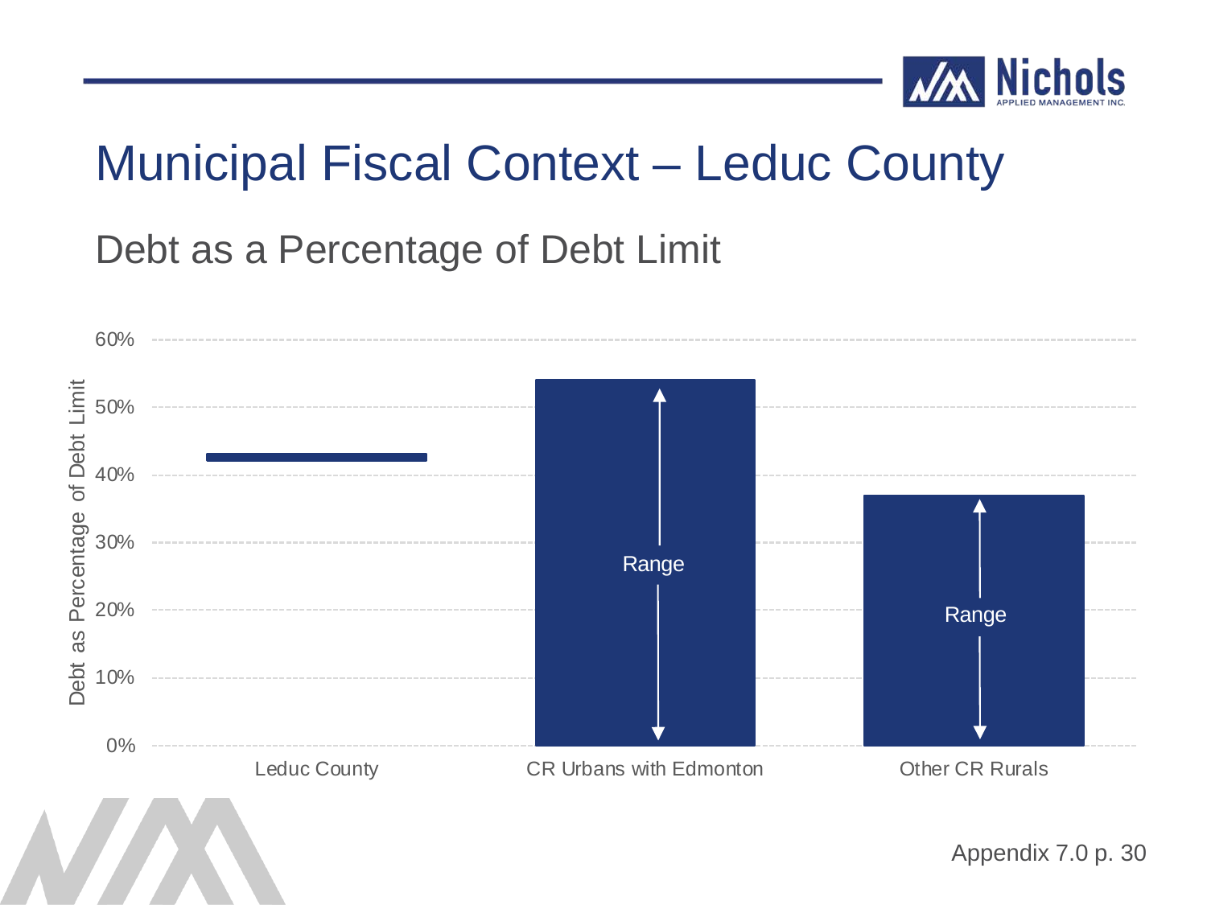# Municipal Fiscal Context – Leduc County

## Debt as a Percentage of Debt Limit

Debt as Percentage of Debt Limit

60%
50%
40%
30%
20%
10%
0%

Range

Range

Leduc County | CR Urbans with Edmonton | Other CR Rurals

Appendix 7.0 p. 30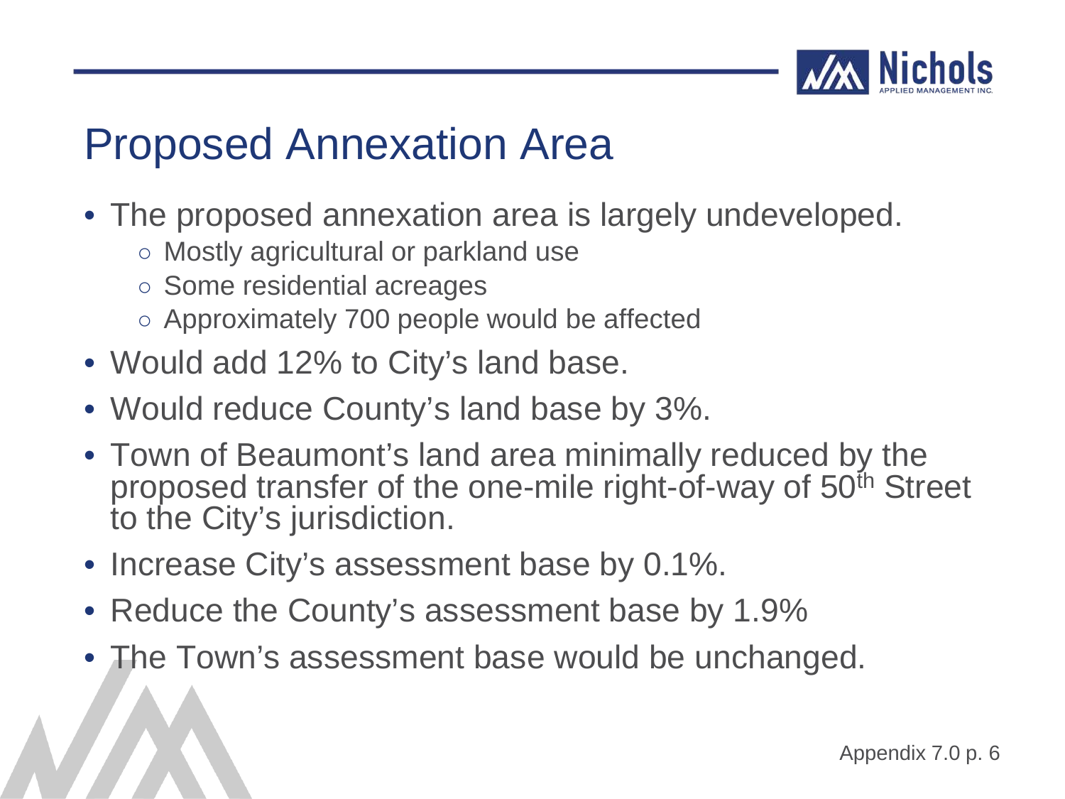# Proposed Annexation Area

- The proposed annexation area is largely undeveloped.
  - Mostly agricultural or parkland use
  - Some residential acreages
  - Approximately 700 people would be affected
- Would add 12% to City's land base.
- Would reduce County's land base by 3%.
- Town of Beaumont's land area minimally reduced by the proposed transfer of the one-mile right-of-way of 50$^{th}$ Street to the City's jurisdiction.
- Increase City's assessment base by 0.1%.
- Reduce the County's assessment base by 1.9%
- The Town's assessment base would be unchanged.

Appendix 7.0 p. 6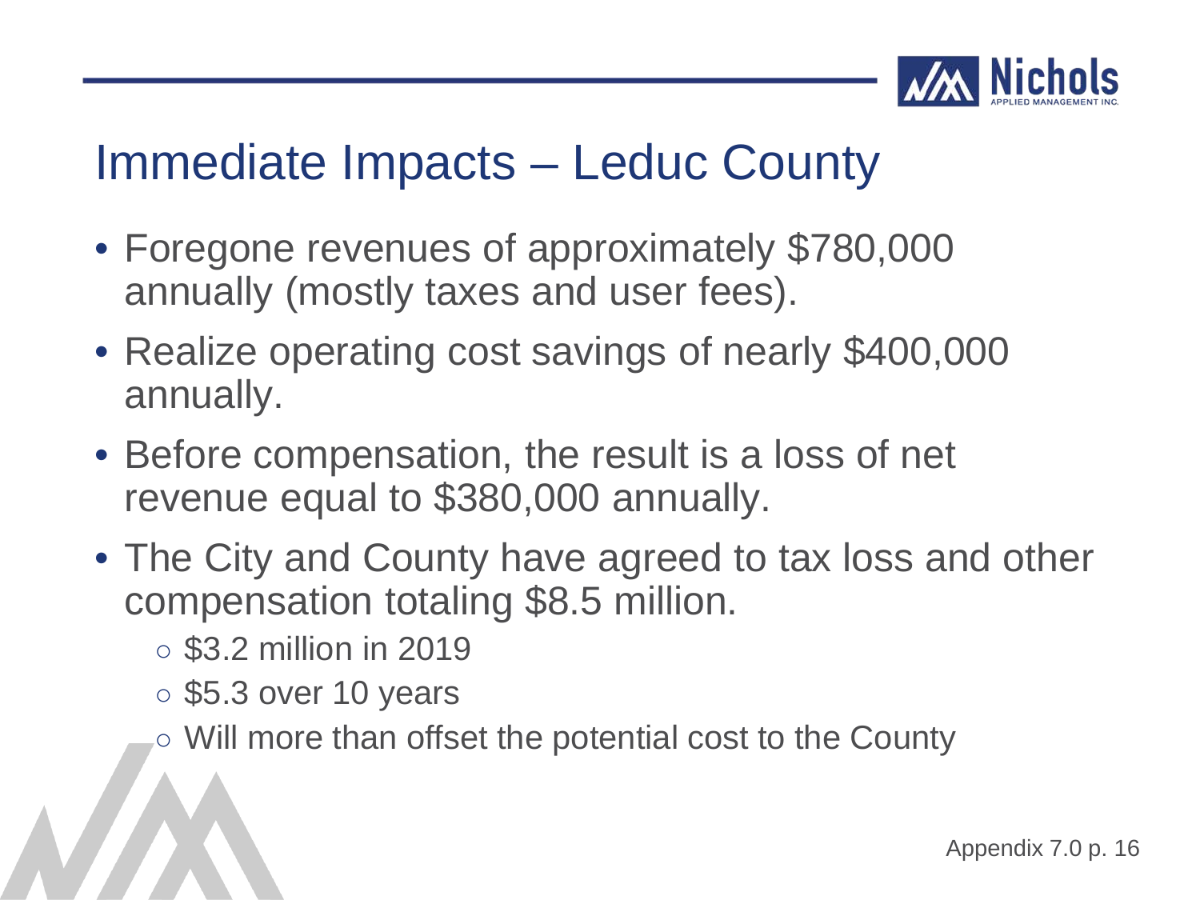# Immediate Impacts – Leduc County

- Foregone revenues of approximately $780,000 annually (mostly taxes and user fees).
- Realize operating cost savings of nearly $400,000 annually.
- Before compensation, the result is a loss of net revenue equal to $380,000 annually.
- The City and County have agreed to tax loss and other compensation totaling $8.5 million.
  - $3.2 million in 2019
  - $5.3 over 10 years
  - Will more than offset the potential cost to the County

Appendix 7.0 p. 16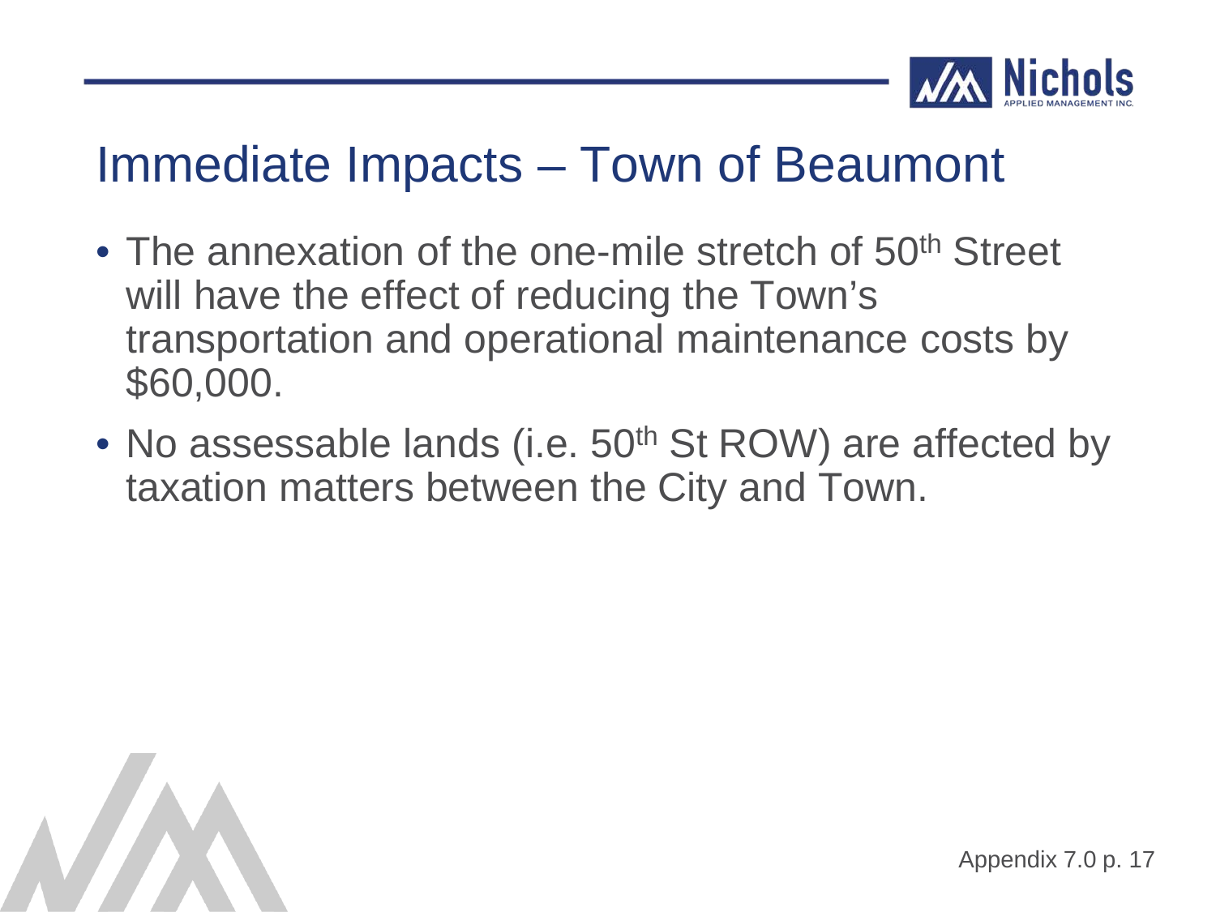# Immediate Impacts – Town of Beaumont

- The annexation of the one-mile stretch of 50th Street will have the effect of reducing the Town's transportation and operational maintenance costs by $60,000.
- No assessable lands (i.e. 50th St ROW) are affected by taxation matters between the City and Town.

Appendix 7.0 p. 17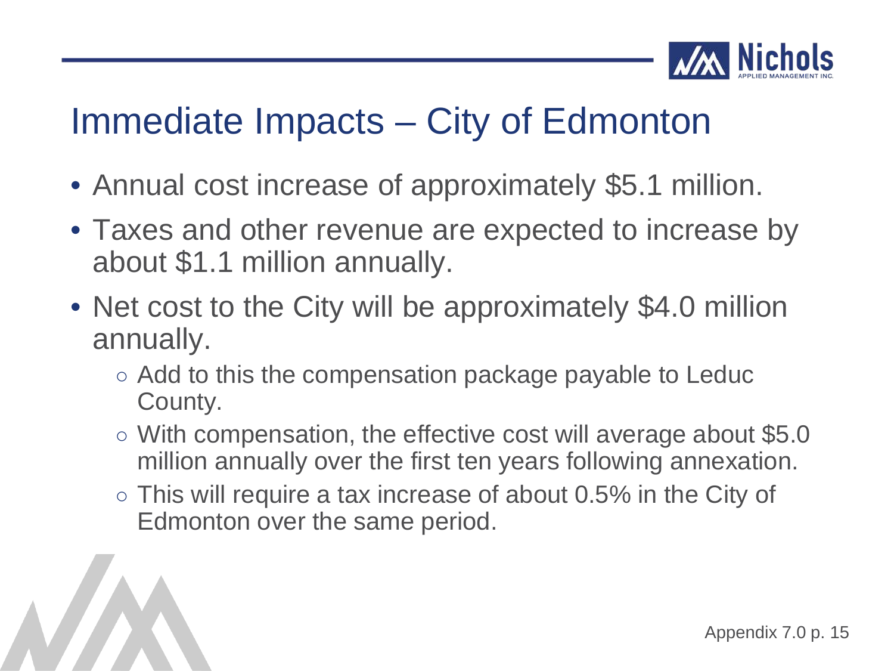# Immediate Impacts – City of Edmonton

- Annual cost increase of approximately $5.1 million.
- Taxes and other revenue are expected to increase by about $1.1 million annually.
- Net cost to the City will be approximately $4.0 million annually.
  - Add to this the compensation package payable to Leduc County.
  - With compensation, the effective cost will average about $5.0 million annually over the first ten years following annexation.
  - This will require a tax increase of about 0.5% in the City of Edmonton over the same period.

Appendix 7.0 p. 15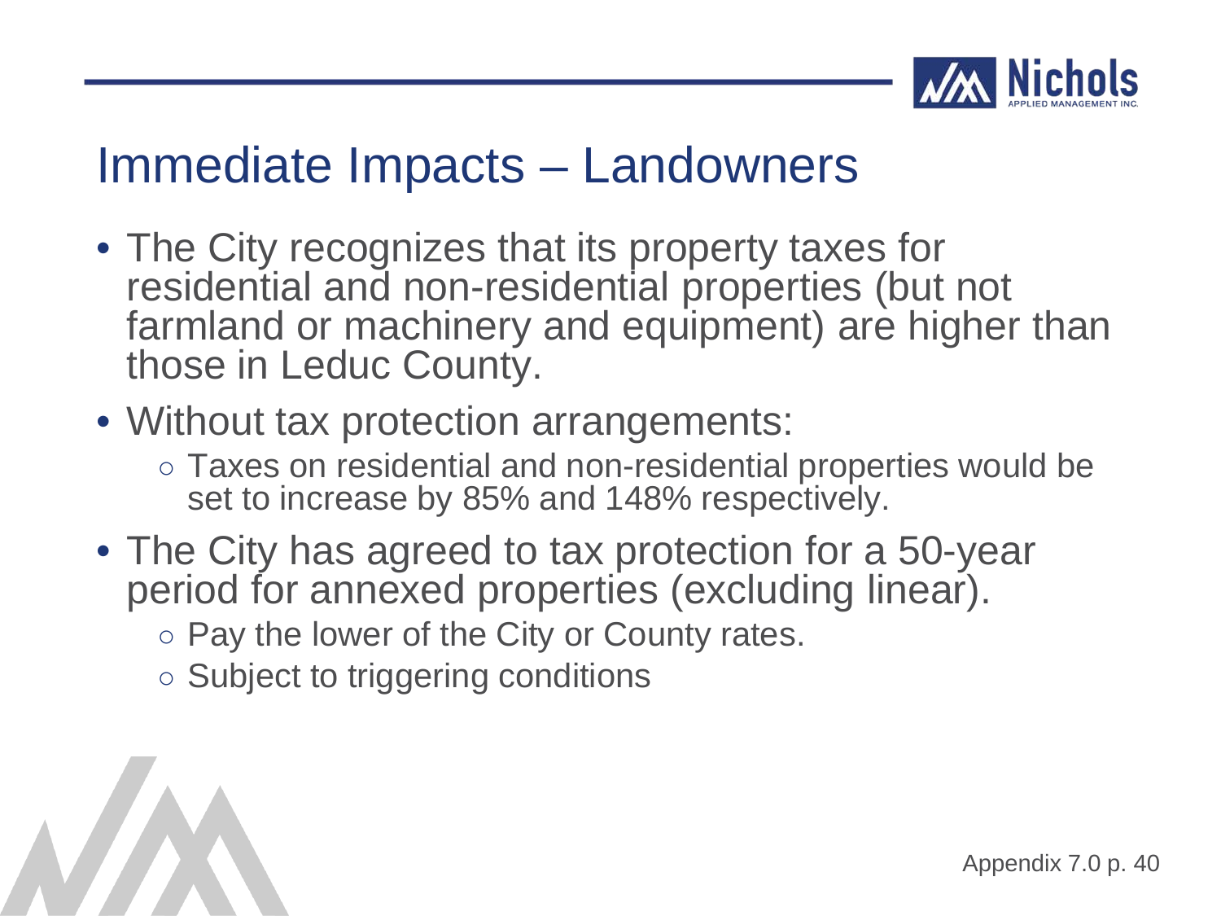# Immediate Impacts – Landowners

- The City recognizes that its property taxes for residential and non-residential properties (but not farmland or machinery and equipment) are higher than those in Leduc County.
- Without tax protection arrangements:
  - Taxes on residential and non-residential properties would be set to increase by 85% and 148% respectively.
- The City has agreed to tax protection for a 50-year period for annexed properties (excluding linear).
  - Pay the lower of the City or County rates.
  - Subject to triggering conditions

Appendix 7.0 p. 40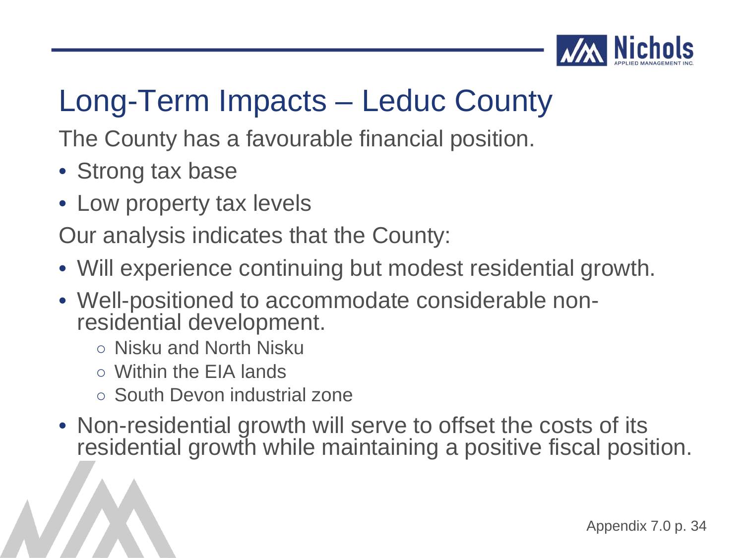# Long-Term Impacts – Leduc County

The County has a favourable financial position.

- Strong tax base
- Low property tax levels

Our analysis indicates that the County:

- Will experience continuing but modest residential growth.
- Well-positioned to accommodate considerable non-residential development.
  - Nisku and North Nisku
  - Within the EIA lands
  - South Devon industrial zone
- Non-residential growth will serve to offset the costs of its residential growth while maintaining a positive fiscal position.

Appendix 7.0 p. 34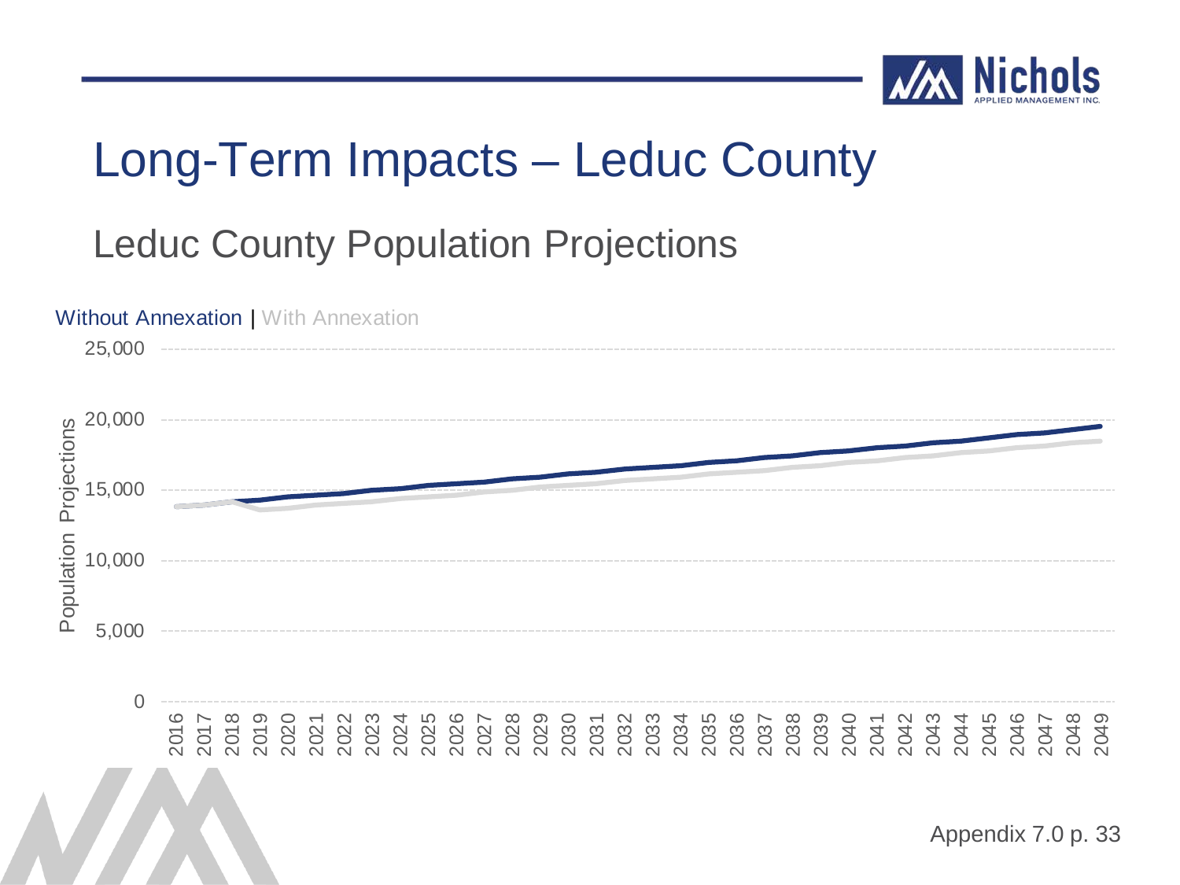# Long-Term Impacts – Leduc County

## Leduc County Population Projections

Without Annexation | With Annexation

Population Projections

25,000
20,000
15,000
10,000
5,000
0

2016 2017 2018 2019 2020 2021 2022 2023 2024 2025 2026 2027 2028 2029 2030 2031 2032 2033 2034 2035 2036 2037 2038 2039 2040 2041 2042 2043 2044 2045 2046 2047 2048 2049

Appendix 7.0 p. 33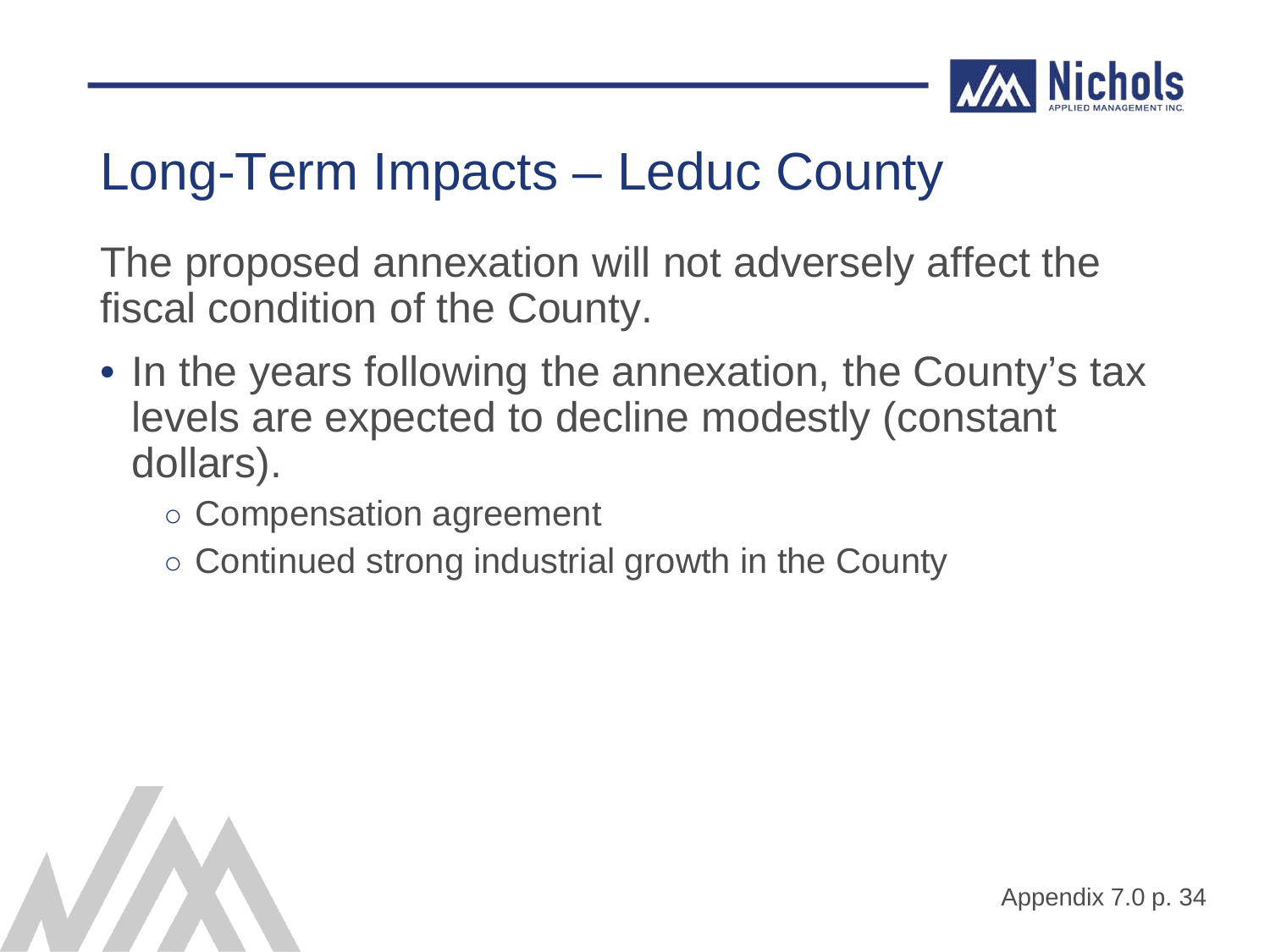# Long-Term Impacts – Leduc County

The proposed annexation will not adversely affect the fiscal condition of the County.

- In the years following the annexation, the County's tax levels are expected to decline modestly (constant dollars).
  - Compensation agreement
  - Continued strong industrial growth in the County

Appendix 7.0 p. 34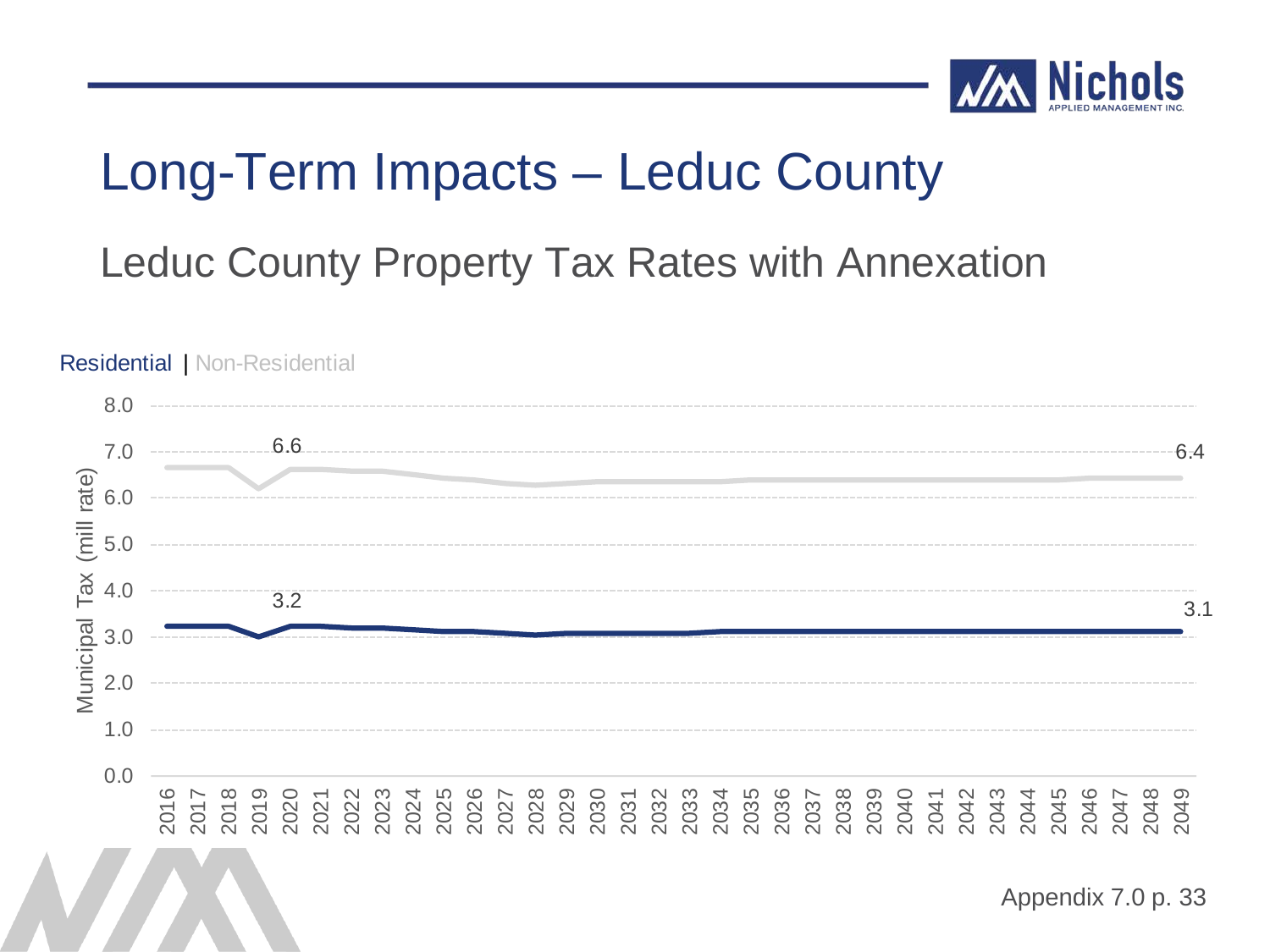# Long-Term Impacts – Leduc County

## Leduc County Property Tax Rates with Annexation

Residential | Non-Residential

Municipal Tax (mill rate)

| | 2020 | 2049 |
|---|---|---|
| Non-Residential | 6.6 | 6.4 |
| Residential | 3.2 | 3.1 |

Appendix 7.0 p. 33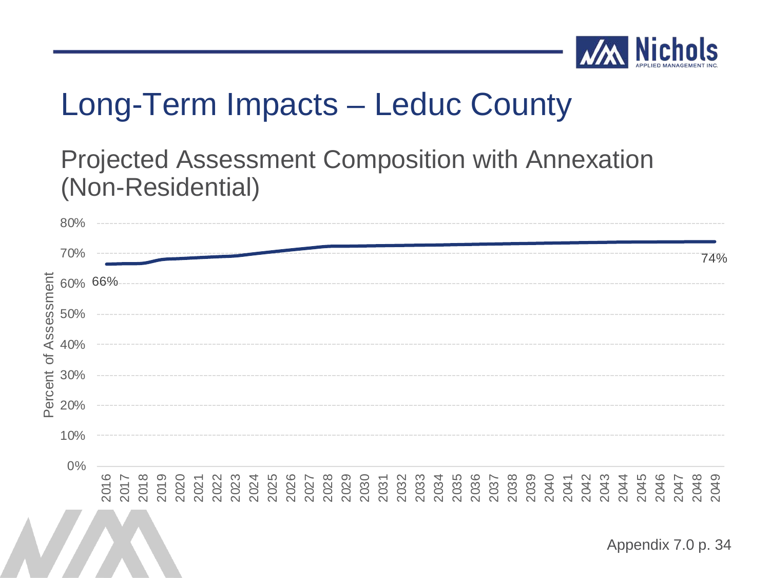# Long-Term Impacts – Leduc County

## Projected Assessment Composition with Annexation (Non-Residential)

Percent of Assessment

80%
70%
60%
50%
40%
30%
20%
10%
0%

66%

74%

2016 2017 2018 2019 2020 2021 2022 2023 2024 2025 2026 2027 2028 2029 2030 2031 2032 2033 2034 2035 2036 2037 2038 2039 2040 2041 2042 2043 2044 2045 2046 2047 2048 2049

Appendix 7.0 p. 34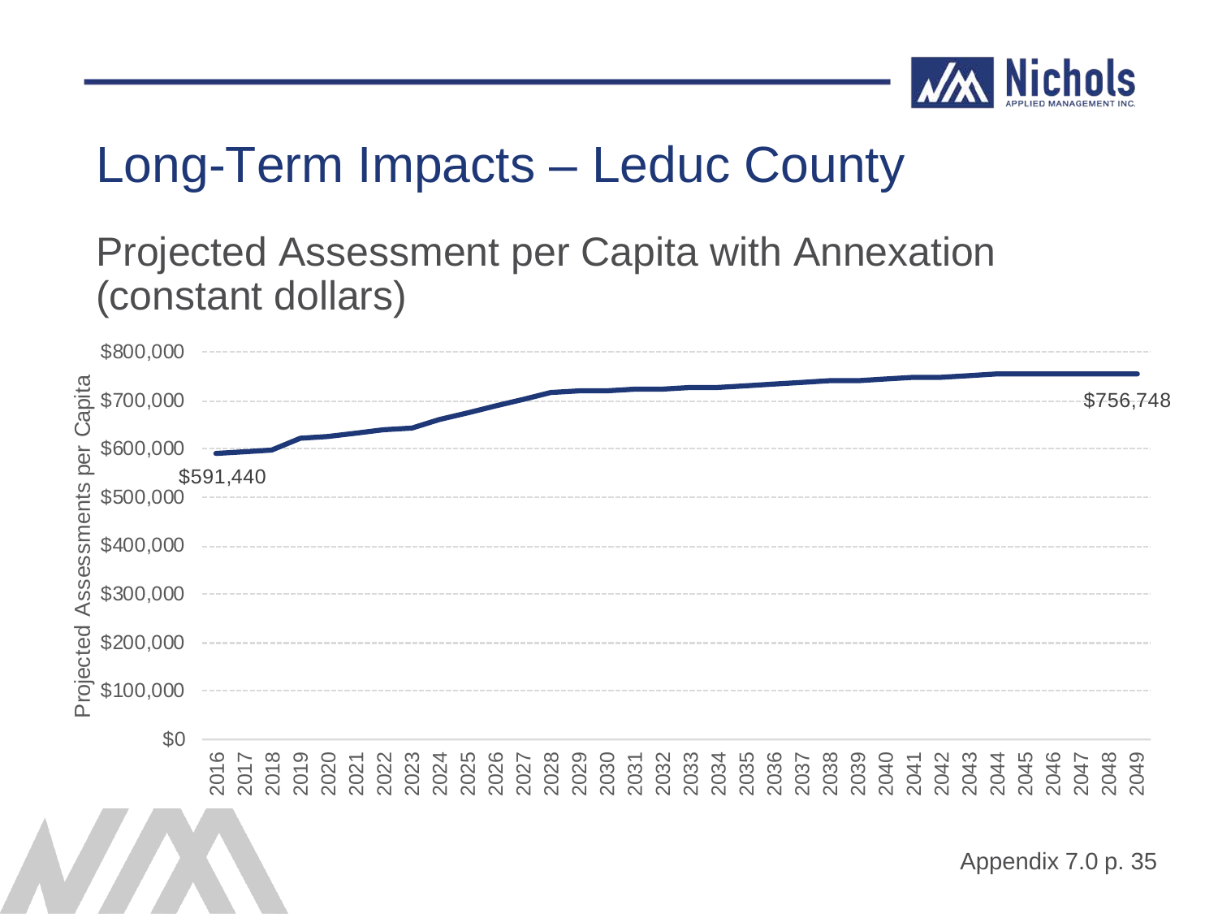# Long-Term Impacts – Leduc County

## Projected Assessment per Capita with Annexation (constant dollars)

Projected Assessments per Capita

$800,000
$700,000
$600,000
$500,000
$400,000
$300,000
$200,000
$100,000
$0

$591,440

$756,748

2016 2017 2018 2019 2020 2021 2022 2023 2024 2025 2026 2027 2028 2029 2030 2031 2032 2033 2034 2035 2036 2037 2038 2039 2040 2041 2042 2043 2044 2045 2046 2047 2048 2049

Appendix 7.0 p. 35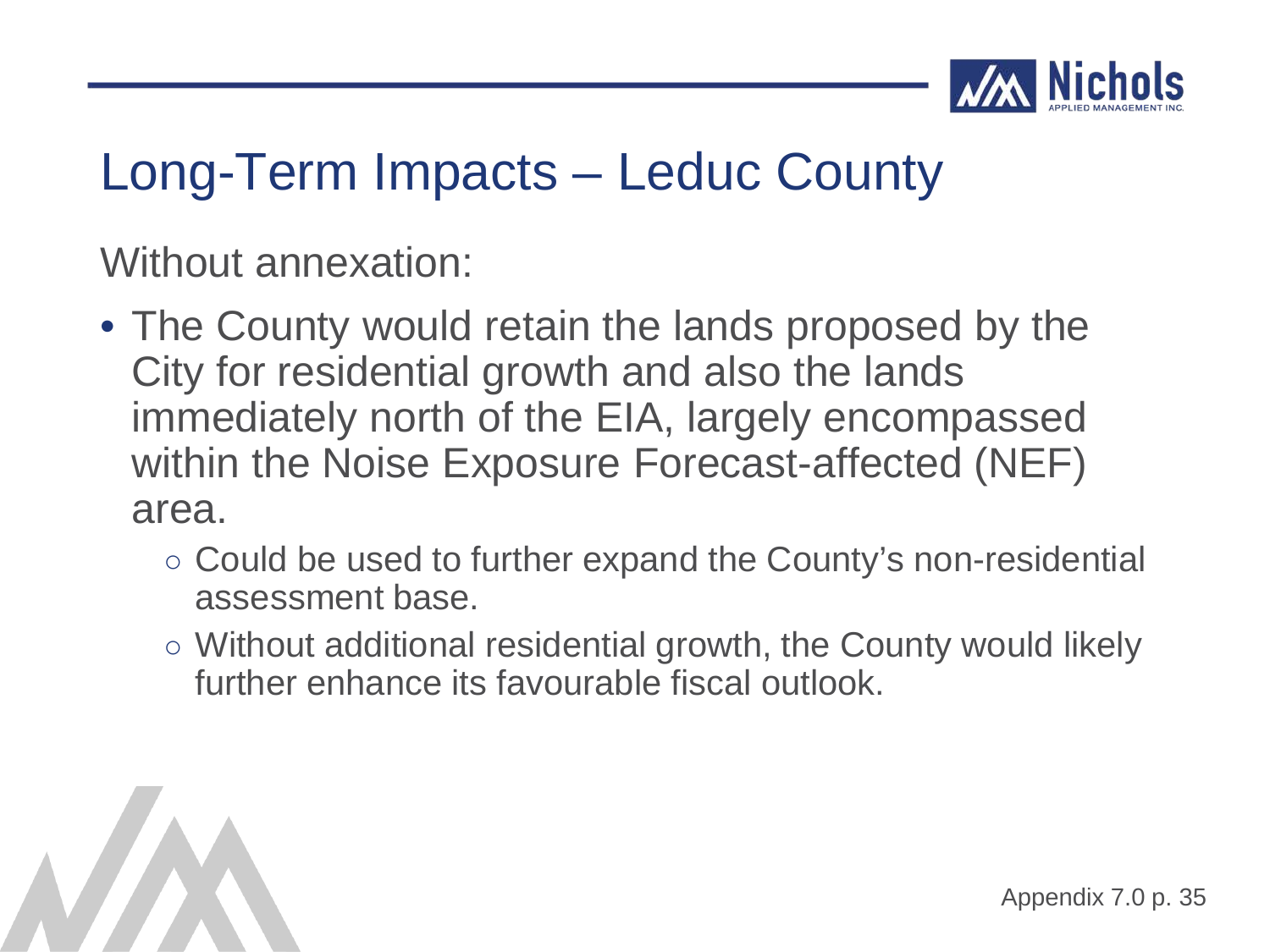# Long-Term Impacts – Leduc County

Without annexation:

- The County would retain the lands proposed by the City for residential growth and also the lands immediately north of the EIA, largely encompassed within the Noise Exposure Forecast-affected (NEF) area.
  - Could be used to further expand the County's non-residential assessment base.
  - Without additional residential growth, the County would likely further enhance its favourable fiscal outlook.

Appendix 7.0 p. 35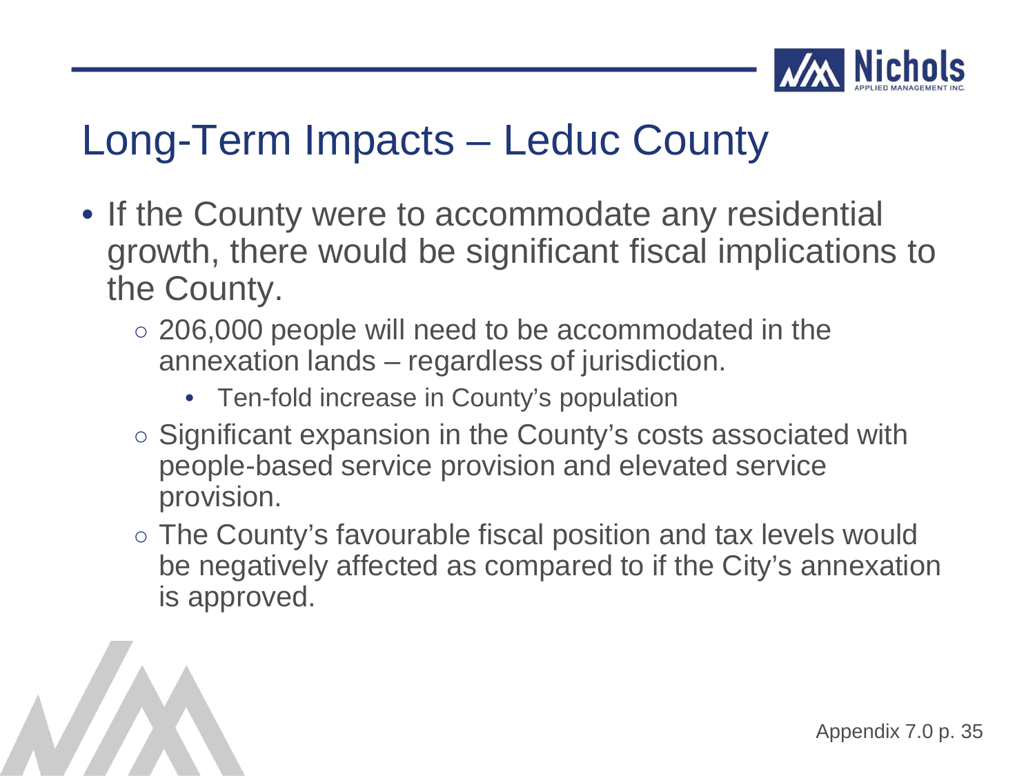# Long-Term Impacts – Leduc County

- If the County were to accommodate any residential growth, there would be significant fiscal implications to the County.
  - 206,000 people will need to be accommodated in the annexation lands – regardless of jurisdiction.
    - Ten-fold increase in County's population
  - Significant expansion in the County's costs associated with people-based service provision and elevated service provision.
  - The County's favourable fiscal position and tax levels would be negatively affected as compared to if the City's annexation is approved.

Appendix 7.0 p. 35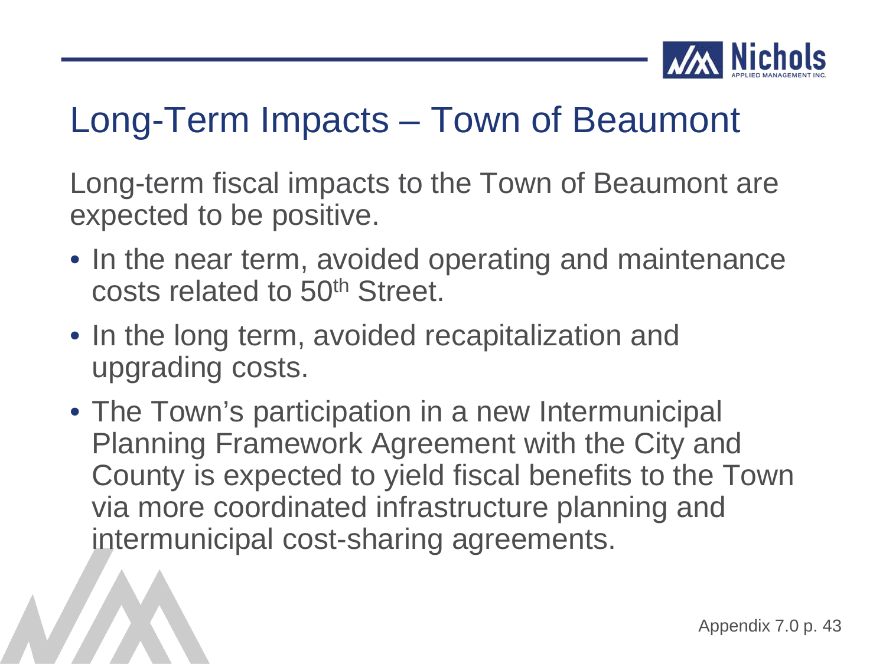# Long-Term Impacts – Town of Beaumont

Long-term fiscal impacts to the Town of Beaumont are expected to be positive.

- In the near term, avoided operating and maintenance costs related to 50th Street.
- In the long term, avoided recapitalization and upgrading costs.
- The Town's participation in a new Intermunicipal Planning Framework Agreement with the City and County is expected to yield fiscal benefits to the Town via more coordinated infrastructure planning and intermunicipal cost-sharing agreements.

Appendix 7.0 p. 43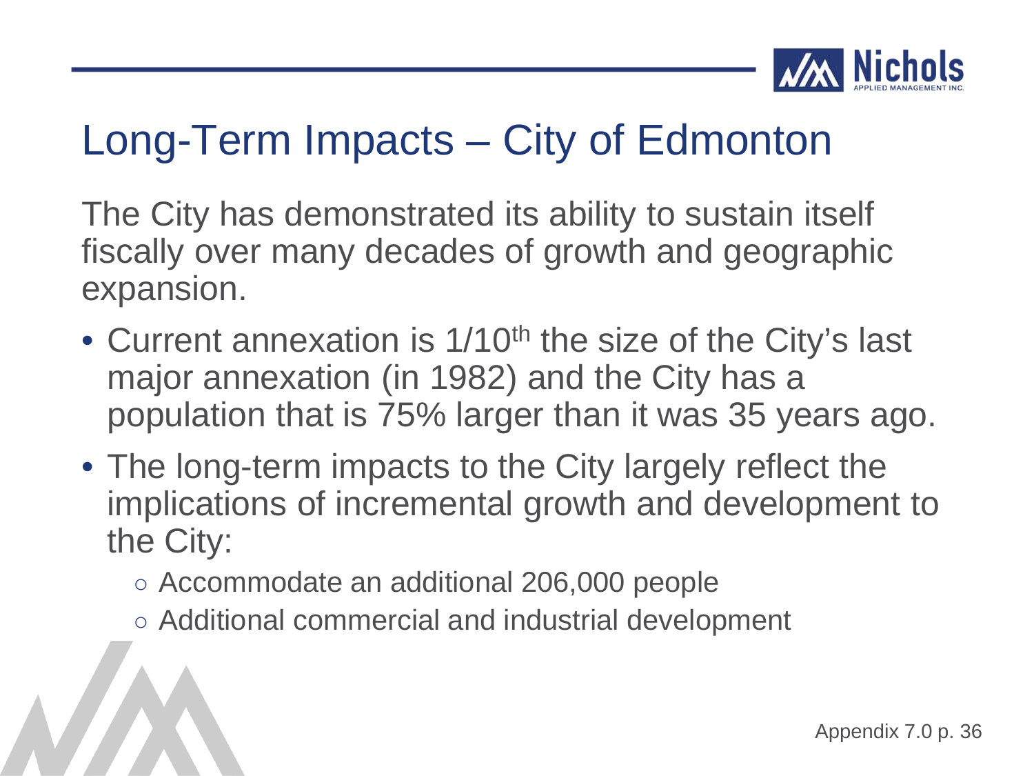# Long-Term Impacts – City of Edmonton

The City has demonstrated its ability to sustain itself fiscally over many decades of growth and geographic expansion.

- Current annexation is 1/10th the size of the City's last major annexation (in 1982) and the City has a population that is 75% larger than it was 35 years ago.
- The long-term impacts to the City largely reflect the implications of incremental growth and development to the City:
  - Accommodate an additional 206,000 people
  - Additional commercial and industrial development

Appendix 7.0 p. 36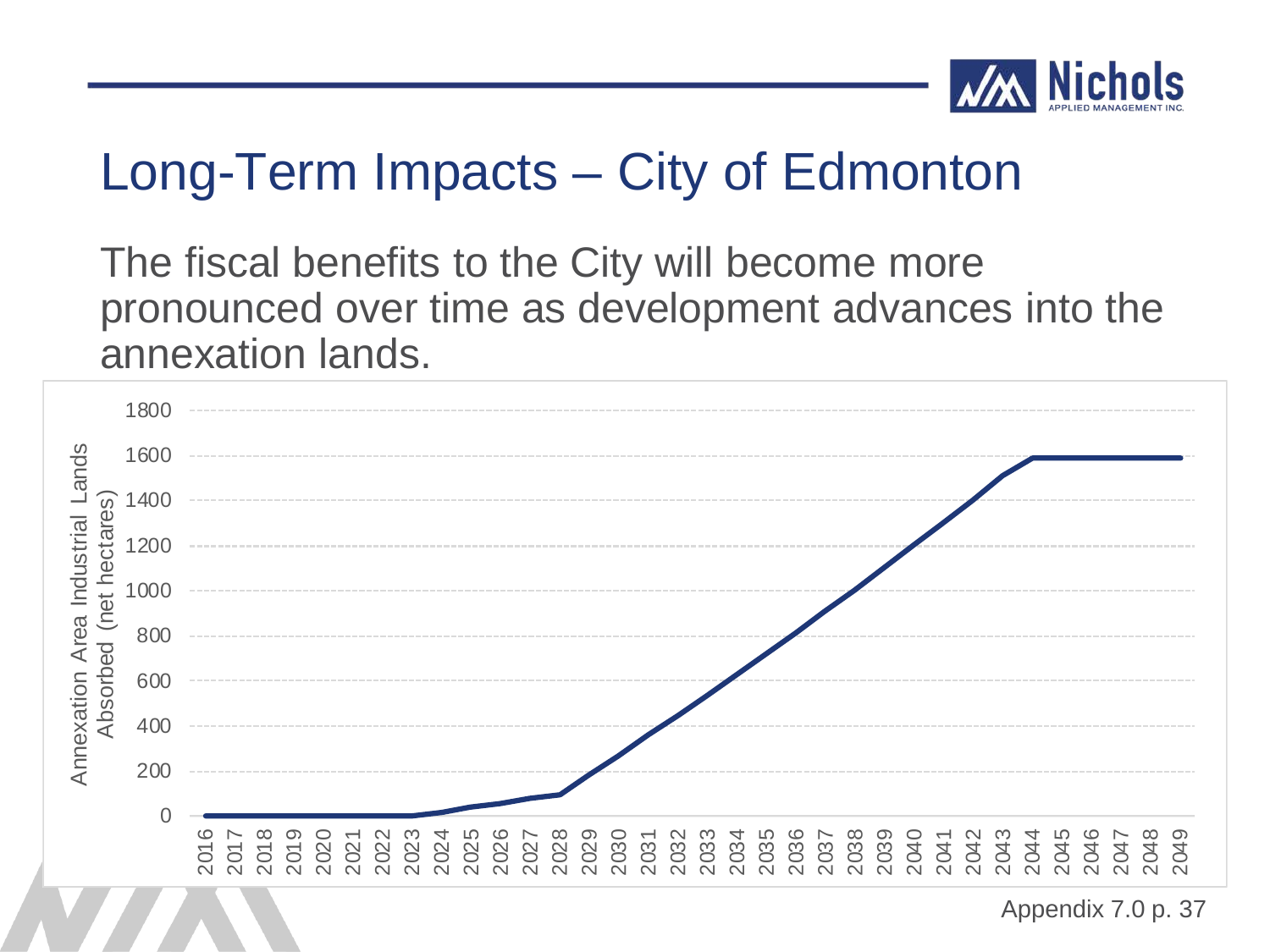# Long-Term Impacts – City of Edmonton

The fiscal benefits to the City will become more pronounced over time as development advances into the annexation lands.

Appendix 7.0 p. 37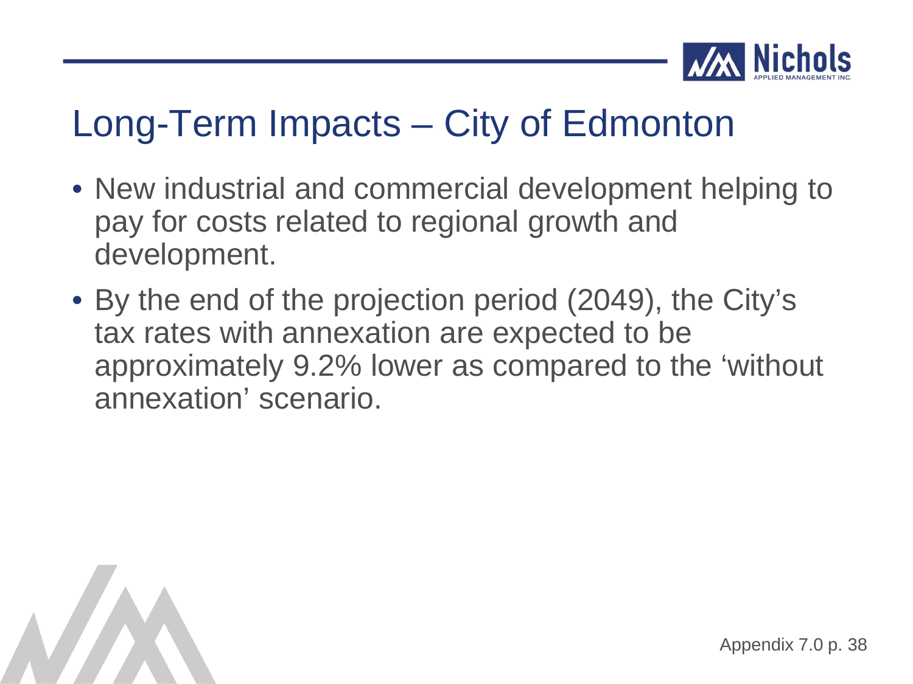# Long-Term Impacts – City of Edmonton

- New industrial and commercial development helping to pay for costs related to regional growth and development.
- By the end of the projection period (2049), the City's tax rates with annexation are expected to be approximately 9.2% lower as compared to the 'without annexation' scenario.

Appendix 7.0 p. 38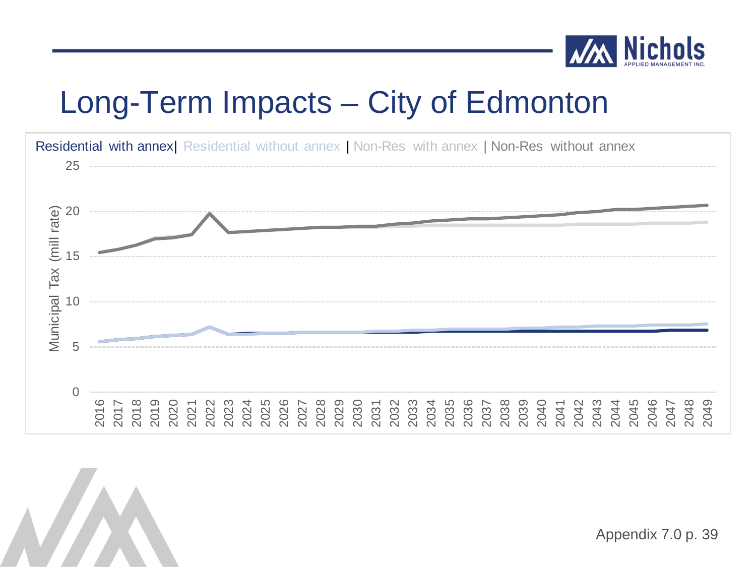# Long-Term Impacts – City of Edmonton

Residential with annex | Residential without annex | Non-Res with annex | Non-Res without annex

Municipal Tax (mill rate)

25
20
15
10
5
0

2016 2017 2018 2019 2020 2021 2022 2023 2024 2025 2026 2027 2028 2029 2030 2031 2032 2033 2034 2035 2036 2037 2038 2039 2040 2041 2042 2043 2044 2045 2046 2047 2048 2049

Appendix 7.0 p. 39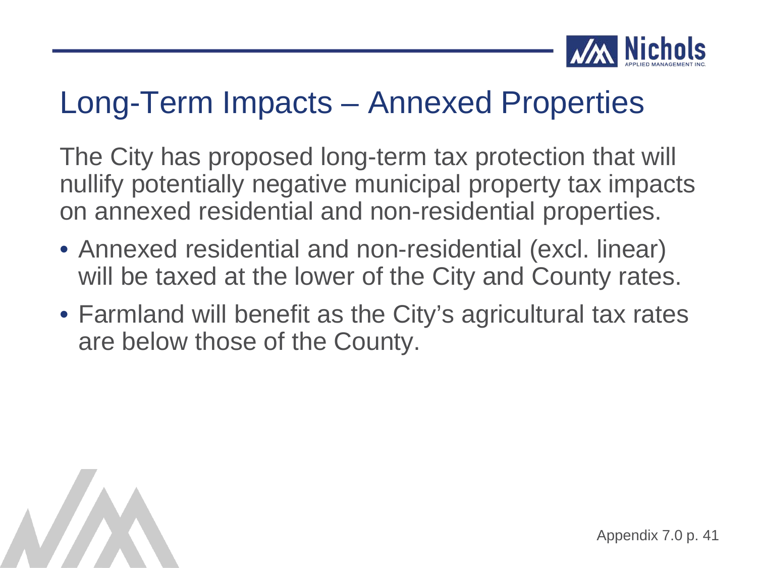# Long-Term Impacts – Annexed Properties

The City has proposed long-term tax protection that will nullify potentially negative municipal property tax impacts on annexed residential and non-residential properties.

- Annexed residential and non-residential (excl. linear) will be taxed at the lower of the City and County rates.
- Farmland will benefit as the City's agricultural tax rates are below those of the County.

Appendix 7.0 p. 41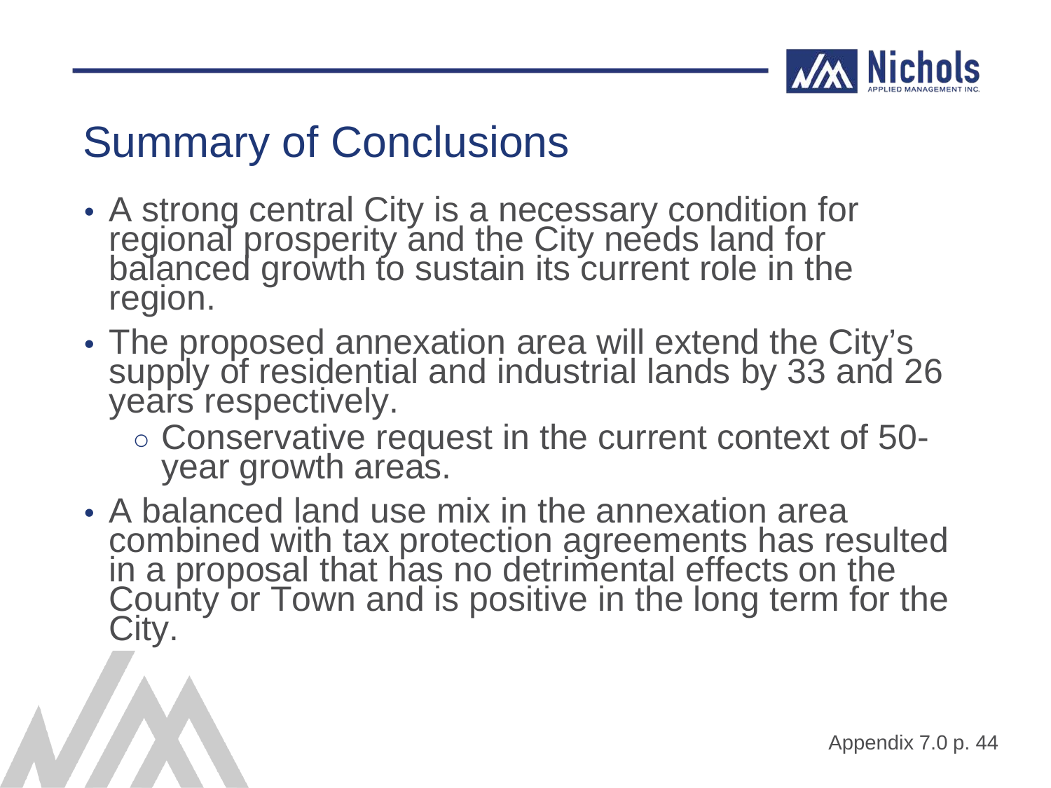# Summary of Conclusions

- A strong central City is a necessary condition for regional prosperity and the City needs land for balanced growth to sustain its current role in the region.
- The proposed annexation area will extend the City's supply of residential and industrial lands by 33 and 26 years respectively.
  - Conservative request in the current context of 50-year growth areas.
- A balanced land use mix in the annexation area combined with tax protection agreements has resulted in a proposal that has no detrimental effects on the County or Town and is positive in the long term for the City.

Appendix 7.0 p. 44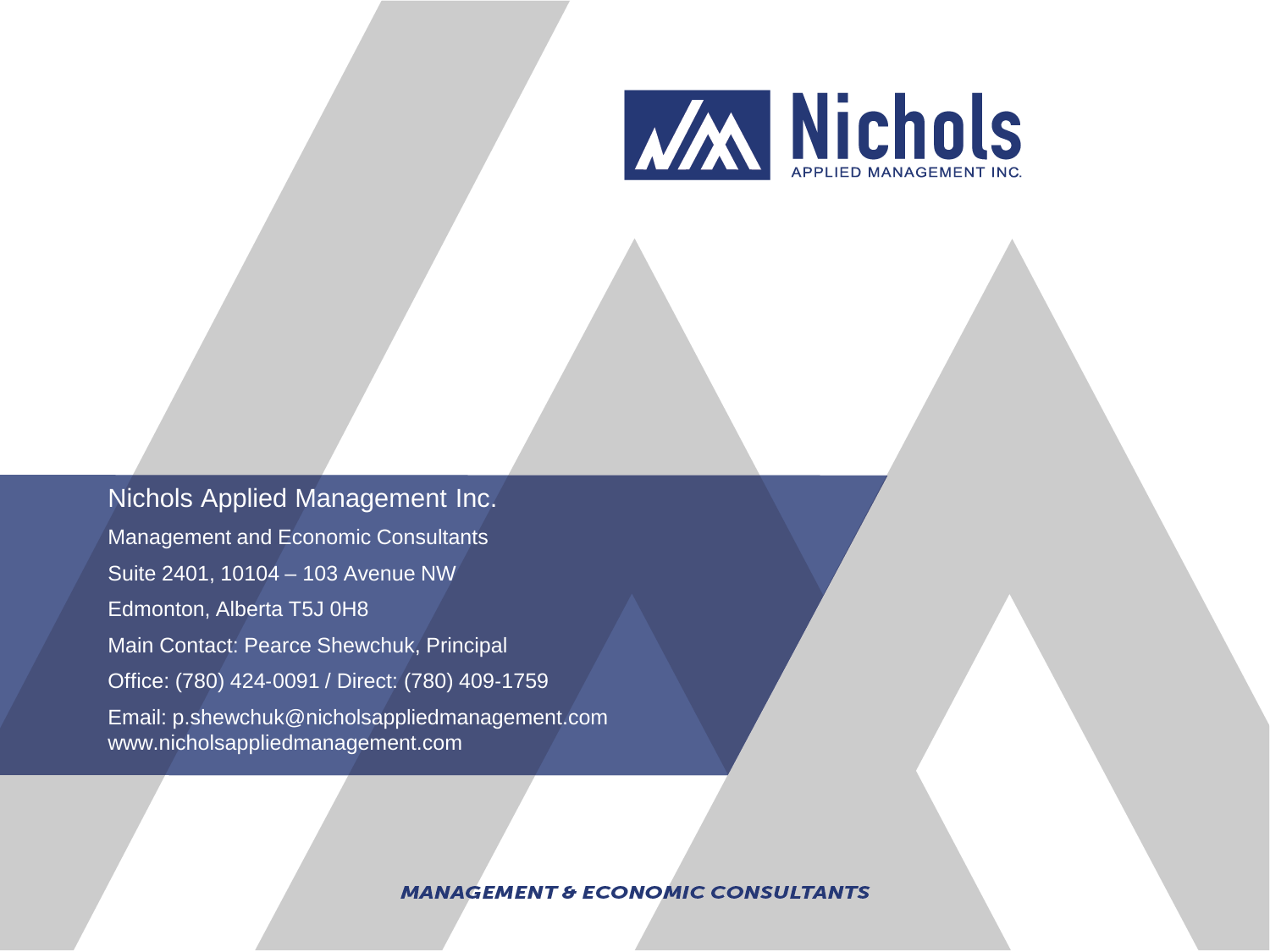Nichols
APPLIED MANAGEMENT INC.

Nichols Applied Management Inc.

Management and Economic Consultants

Suite 2401, 10104 – 103 Avenue NW

Edmonton, Alberta T5J 0H8

Main Contact: Pearce Shewchuk, Principal

Office: (780) 424-0091 / Direct: (780) 409-1759

Email: p.shewchuk@nicholsappliedmanagement.com
www.nicholsappliedmanagement.com

***MANAGEMENT & ECONOMIC CONSULTANTS***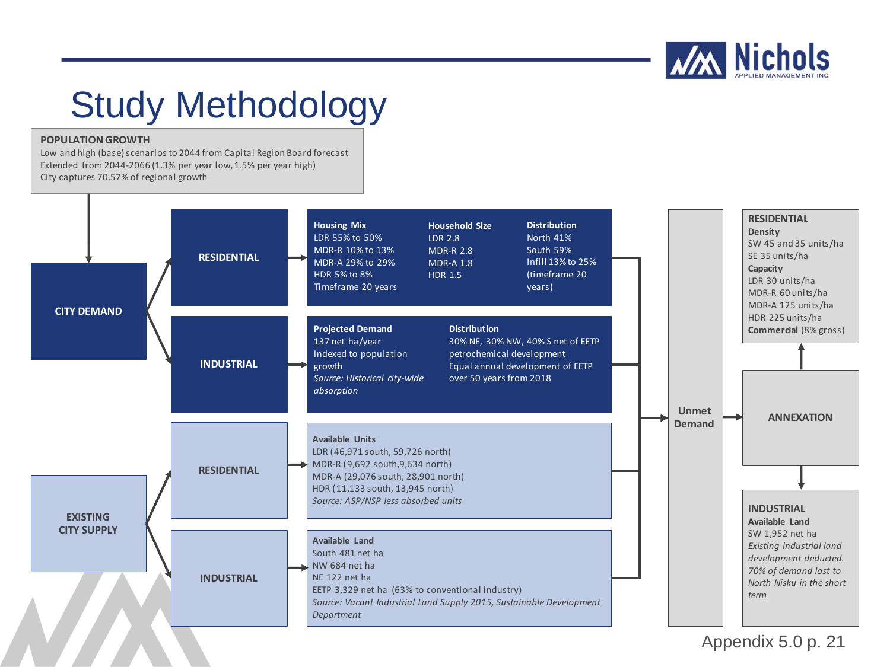# Study Methodology

**POPULATION GROWTH**
Low and high (base) scenarios to 2044 from Capital Region Board forecast
Extended from 2044-2066 (1.3% per year low, 1.5% per year high)
City captures 70.57% of regional growth

## CITY DEMAND

### RESIDENTIAL

**Housing Mix**
LDR 55% to 50%
MDR-R 10% to 13%
MDR-A 29% to 29%
HDR 5% to 8%
Timeframe 20 years

**Household Size**
LDR 2.8
MDR-R 2.8
MDR-A 1.8
HDR 1.5

**Distribution**
North 41%
South 59%
Infill 13% to 25% (timeframe 20 years)

### INDUSTRIAL

**Projected Demand**
137 net ha/year
Indexed to population growth
*Source: Historical city-wide absorption*

**Distribution**
30% NE, 30% NW, 40% S net of EETP petrochemical development
Equal annual development of EETP over 50 years from 2018

## EXISTING CITY SUPPLY

### RESIDENTIAL

**Available Units**
LDR (46,971 south, 59,726 north)
MDR-R (9,692 south, 9,634 north)
MDR-A (29,076 south, 28,901 north)
HDR (11,133 south, 13,945 north)
*Source: ASP/NSP less absorbed units*

### INDUSTRIAL

**Available Land**
South 481 net ha
NW 684 net ha
NE 122 net ha
EETP 3,329 net ha (63% to conventional industry)
*Source: Vacant Industrial Land Supply 2015, Sustainable Development Department*

## Unmet Demand

## ANNEXATION

**RESIDENTIAL**
**Density**
SW 45 and 35 units/ha
SE 35 units/ha
**Capacity**
LDR 30 units/ha
MDR-R 60 units/ha
MDR-A 125 units/ha
HDR 225 units/ha
**Commercial** (8% gross)

**INDUSTRIAL**
**Available Land**
SW 1,952 net ha
*Existing industrial land development deducted.*
*70% of demand lost to North Nisku in the short term*

Appendix 5.0 p. 21